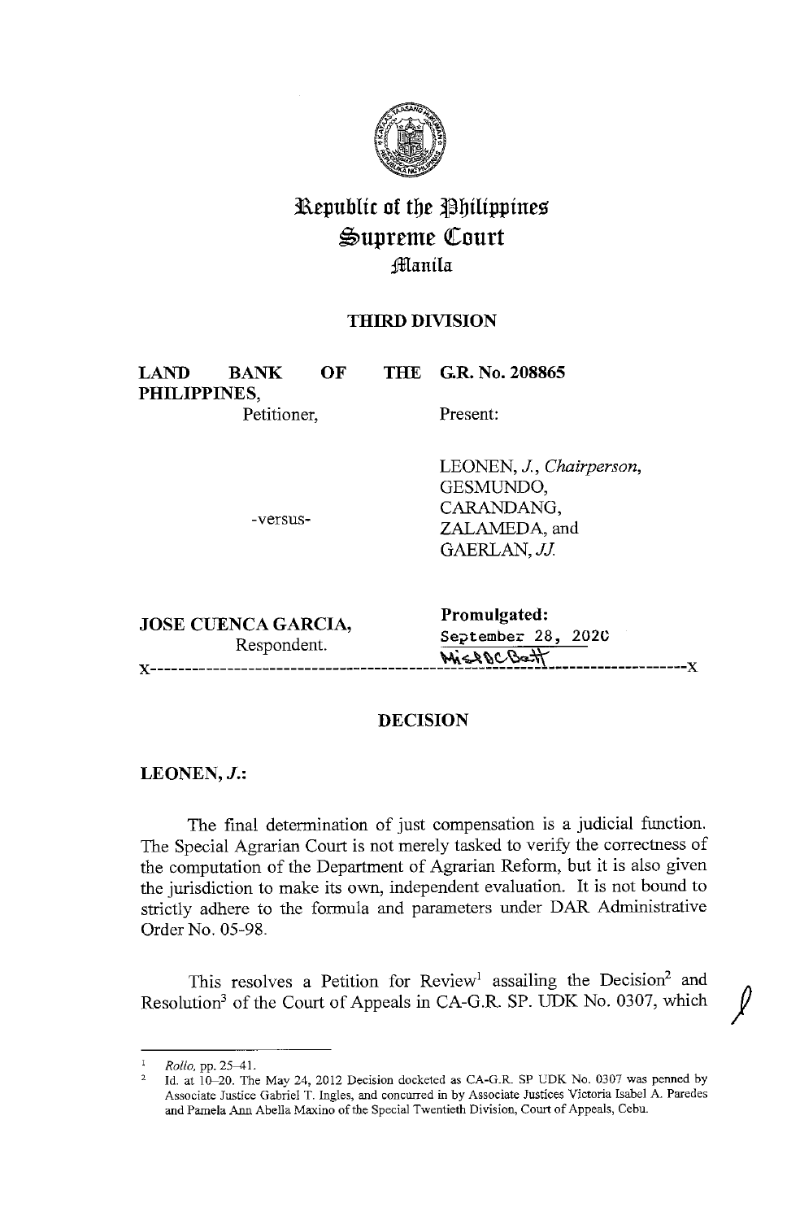# Republic of the Philippines
# Supreme Court
## Manila

**THIRD DIVISION**

**LAND BANK OF THE PHILIPPINES,**
Petitioner,

**G.R. No. 208865**

Present:

LEONEN, *J., Chairperson*,
GESMUNDO,
CARANDANG,
ZALAMEDA, and
GAERLAN, *JJ.*

-versus-

**JOSE CUENCA GARCIA,**
Respondent.

**Promulgated:**
September 28, 2020

x-----------------------------------------------------------------------------------x

**DECISION**

**LEONEN, *J.*:**

The final determination of just compensation is a judicial function. The Special Agrarian Court is not merely tasked to verify the correctness of the computation of the Department of Agrarian Reform, but it is also given the jurisdiction to make its own, independent evaluation. It is not bound to strictly adhere to the formula and parameters under DAR Administrative Order No. 05-98.

This resolves a Petition for Review[1] assailing the Decision[2] and Resolution[3] of the Court of Appeals in CA-G.R. SP. UDK No. 0307, which

---

[1] *Rollo*, pp. 25–41.

[2] Id. at 10–20. The May 24, 2012 Decision docketed as CA-G.R. SP UDK No. 0307 was penned by Associate Justice Gabriel T. Ingles, and concurred in by Associate Justices Victoria Isabel A. Paredes and Pamela Ann Abella Maxino of the Special Twentieth Division, Court of Appeals, Cebu.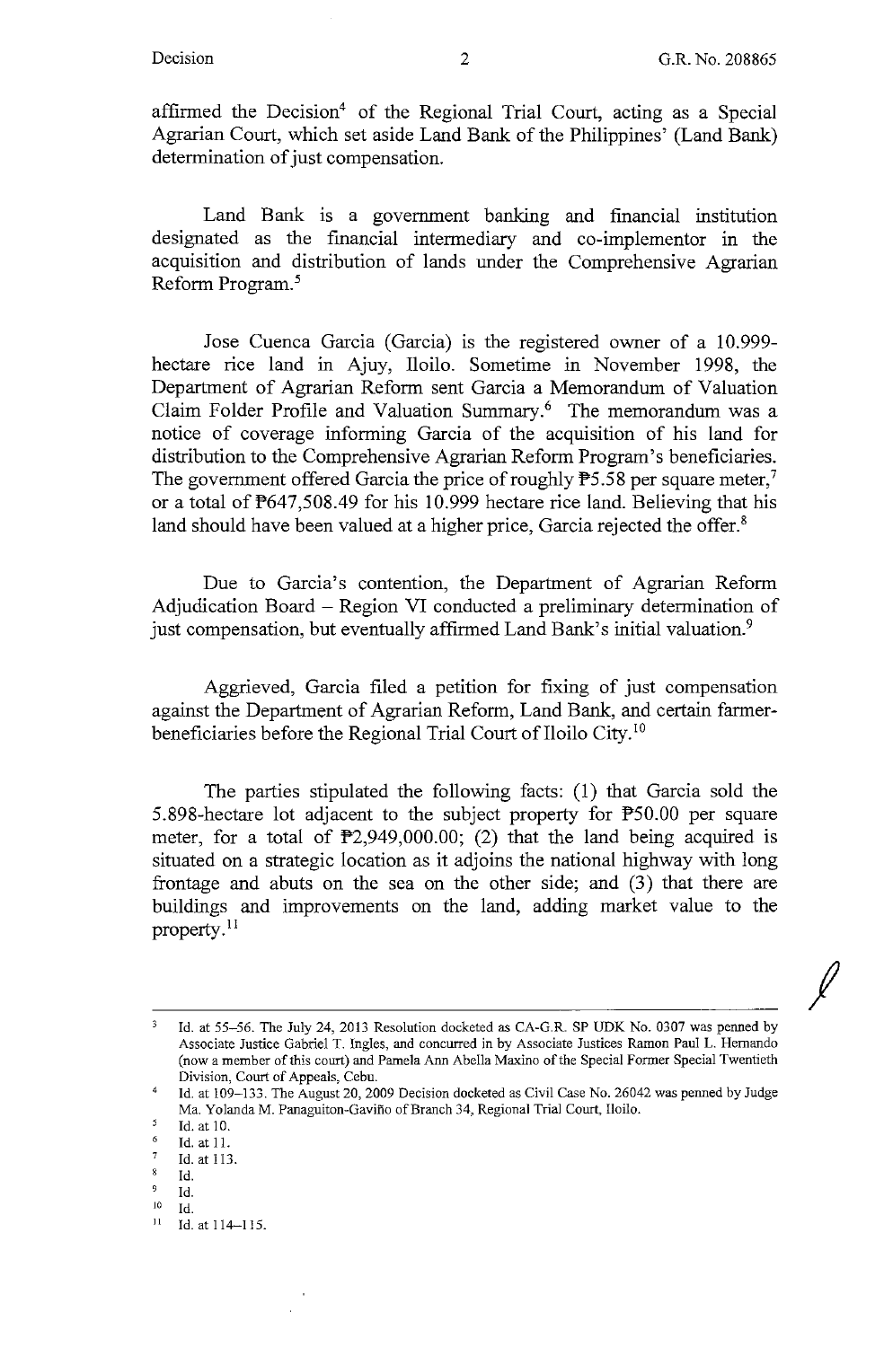affirmed the Decision[4] of the Regional Trial Court, acting as a Special Agrarian Court, which set aside Land Bank of the Philippines' (Land Bank) determination of just compensation.

Land Bank is a government banking and financial institution designated as the financial intermediary and co-implementor in the acquisition and distribution of lands under the Comprehensive Agrarian Reform Program.[5]

Jose Cuenca Garcia (Garcia) is the registered owner of a 10.999-hectare rice land in Ajuy, Iloilo. Sometime in November 1998, the Department of Agrarian Reform sent Garcia a Memorandum of Valuation Claim Folder Profile and Valuation Summary.[6] The memorandum was a notice of coverage informing Garcia of the acquisition of his land for distribution to the Comprehensive Agrarian Reform Program's beneficiaries. The government offered Garcia the price of roughly ₱5.58 per square meter,[7] or a total of ₱647,508.49 for his 10.999 hectare rice land. Believing that his land should have been valued at a higher price, Garcia rejected the offer.[8]

Due to Garcia's contention, the Department of Agrarian Reform Adjudication Board – Region VI conducted a preliminary determination of just compensation, but eventually affirmed Land Bank's initial valuation.[9]

Aggrieved, Garcia filed a petition for fixing of just compensation against the Department of Agrarian Reform, Land Bank, and certain farmer-beneficiaries before the Regional Trial Court of Iloilo City.[10]

The parties stipulated the following facts: (1) that Garcia sold the 5.898-hectare lot adjacent to the subject property for ₱50.00 per square meter, for a total of ₱2,949,000.00; (2) that the land being acquired is situated on a strategic location as it adjoins the national highway with long frontage and abuts on the sea on the other side; and (3) that there are buildings and improvements on the land, adding market value to the property.[11]

---

[3] Id. at 55–56. The July 24, 2013 Resolution docketed as CA-G.R. SP UDK No. 0307 was penned by Associate Justice Gabriel T. Ingles, and concurred in by Associate Justices Ramon Paul L. Hernando (now a member of this court) and Pamela Ann Abella Maxino of the Special Former Special Twentieth Division, Court of Appeals, Cebu.

[4] Id. at 109–133. The August 20, 2009 Decision docketed as Civil Case No. 26042 was penned by Judge Ma. Yolanda M. Panaguiton-Gaviño of Branch 34, Regional Trial Court, Iloilo.

[5] Id. at 10.

[6] Id. at 11.

[7] Id. at 113.

[8] Id.

[9] Id.

[10] Id.

[11] Id. at 114–115.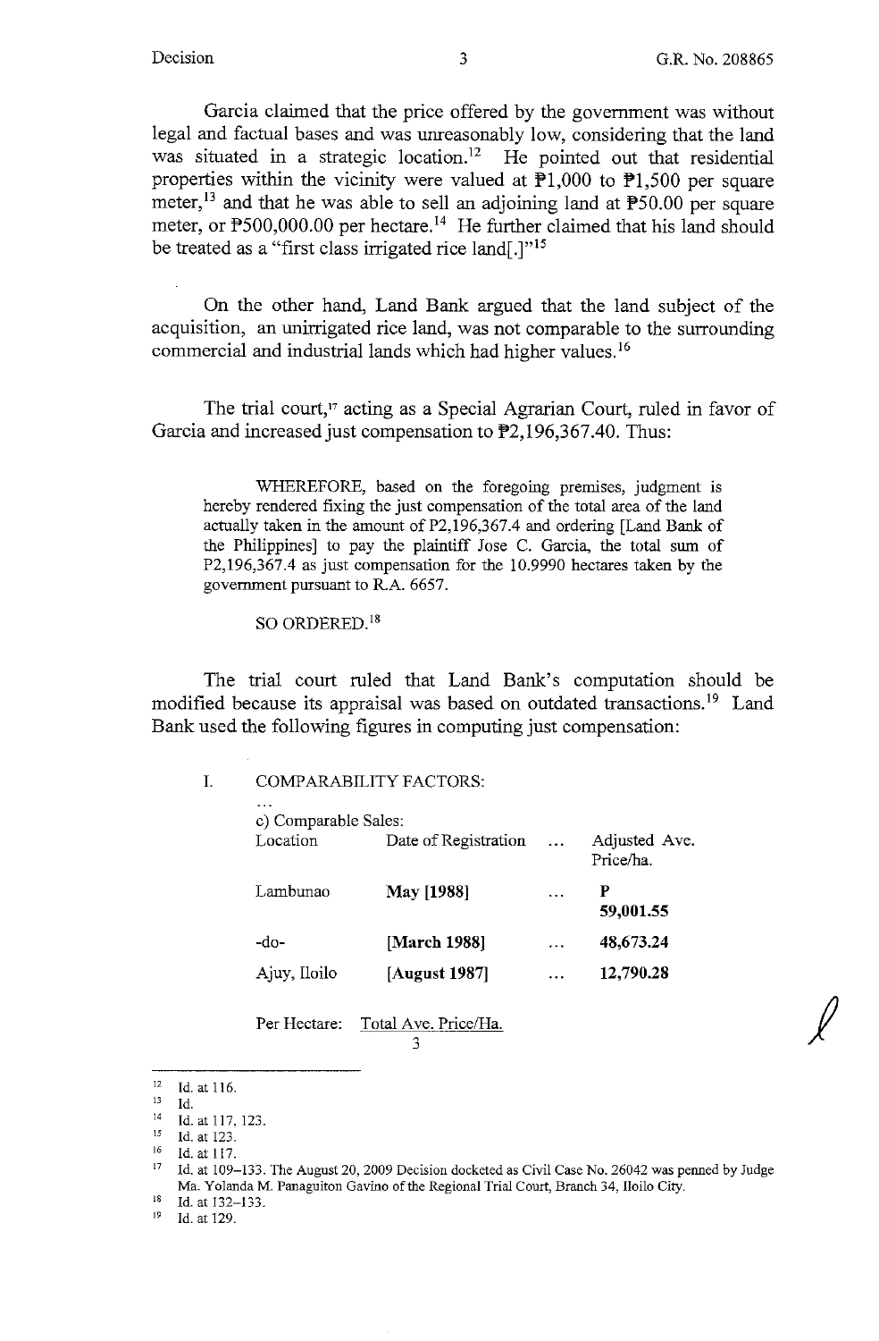Garcia claimed that the price offered by the government was without legal and factual bases and was unreasonably low, considering that the land was situated in a strategic location.[12] He pointed out that residential properties within the vicinity were valued at ₱1,000 to ₱1,500 per square meter,[13] and that he was able to sell an adjoining land at ₱50.00 per square meter, or ₱500,000.00 per hectare.[14] He further claimed that his land should be treated as a "first class irrigated rice land[.]"[15]

On the other hand, Land Bank argued that the land subject of the acquisition, an unirrigated rice land, was not comparable to the surrounding commercial and industrial lands which had higher values.[16]

The trial court,[17] acting as a Special Agrarian Court, ruled in favor of Garcia and increased just compensation to ₱2,196,367.40. Thus:

> WHEREFORE, based on the foregoing premises, judgment is hereby rendered fixing the just compensation of the total area of the land actually taken in the amount of P2,196,367.4 and ordering [Land Bank of the Philippines] to pay the plaintiff Jose C. Garcia, the total sum of P2,196,367.4 as just compensation for the 10.9990 hectares taken by the government pursuant to R.A. 6657.
>
> SO ORDERED.[18]

The trial court ruled that Land Bank's computation should be modified because its appraisal was based on outdated transactions.[19] Land Bank used the following figures in computing just compensation:

I. COMPARABILITY FACTORS:

...

c) Comparable Sales:

| Location | Date of Registration | ... | Adjusted Ave. Price/ha. |
|---|---|---|---|
| Lambunao | **May [1988]** | ... | **P 59,001.55** |
| -do- | **[March 1988]** | ... | **48,673.24** |
| Ajuy, Iloilo | **[August 1987]** | ... | **12,790.28** |

Per Hectare: Total Ave. Price/Ha.

3

---

[12] Id. at 116.

[13] Id.

[14] Id. at 117, 123.

[15] Id. at 123.

[16] Id. at 117.

[17] Id. at 109–133. The August 20, 2009 Decision docketed as Civil Case No. 26042 was penned by Judge Ma. Yolanda M. Panaguiton Gavino of the Regional Trial Court, Branch 34, Iloilo City.

[18] Id. at 132–133.

[19] Id. at 129.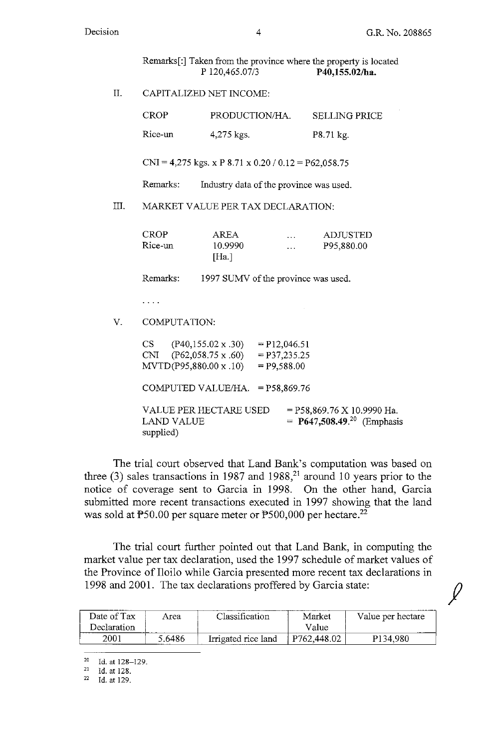Remarks[:] Taken from the province where the property is located
P 120,465.07/3 **P40,155.02/ha.**

II. CAPITALIZED NET INCOME:

| CROP | PRODUCTION/HA. | SELLING PRICE |
|---|---|---|
| Rice-un | 4,275 kgs. | P8.71 kg. |

CNI = 4,275 kgs. x P 8.71 x 0.20 / 0.12 = P62,058.75

Remarks: Industry data of the province was used.

III. MARKET VALUE PER TAX DECLARATION:

| CROP | AREA | ... | ADJUSTED |
|---|---|---|---|
| Rice-un | 10.9990 [Ha.] | ... | P95,880.00 |

Remarks: 1997 SUMV of the province was used.

. . . .

V. COMPUTATION:

CS (P40,155.02 x .30) = P12,046.51
CNI (P62,058.75 x .60) = P37,235.25
MVTD(P95,880.00 x .10) = P9,588.00

COMPUTED VALUE/HA. = P58,869.76

VALUE PER HECTARE USED = P58,869.76 X 10.9990 Ha.
LAND VALUE = **P647,508.49.**[20] (Emphasis supplied)

The trial court observed that Land Bank's computation was based on three (3) sales transactions in 1987 and 1988,[21] around 10 years prior to the notice of coverage sent to Garcia in 1998. On the other hand, Garcia submitted more recent transactions executed in 1997 showing that the land was sold at ₱50.00 per square meter or ₱500,000 per hectare.[22]

The trial court further pointed out that Land Bank, in computing the market value per tax declaration, used the 1997 schedule of market values of the Province of Iloilo while Garcia presented more recent tax declarations in 1998 and 2001. The tax declarations proffered by Garcia state:

| Date of Tax Declaration | Area | Classification | Market Value | Value per hectare |
|---|---|---|---|---|
| 2001 | 5.6486 | Irrigated rice land | P762,448.02 | P134,980 |

[20] Id. at 128–129.
[21] Id. at 128.
[22] Id. at 129.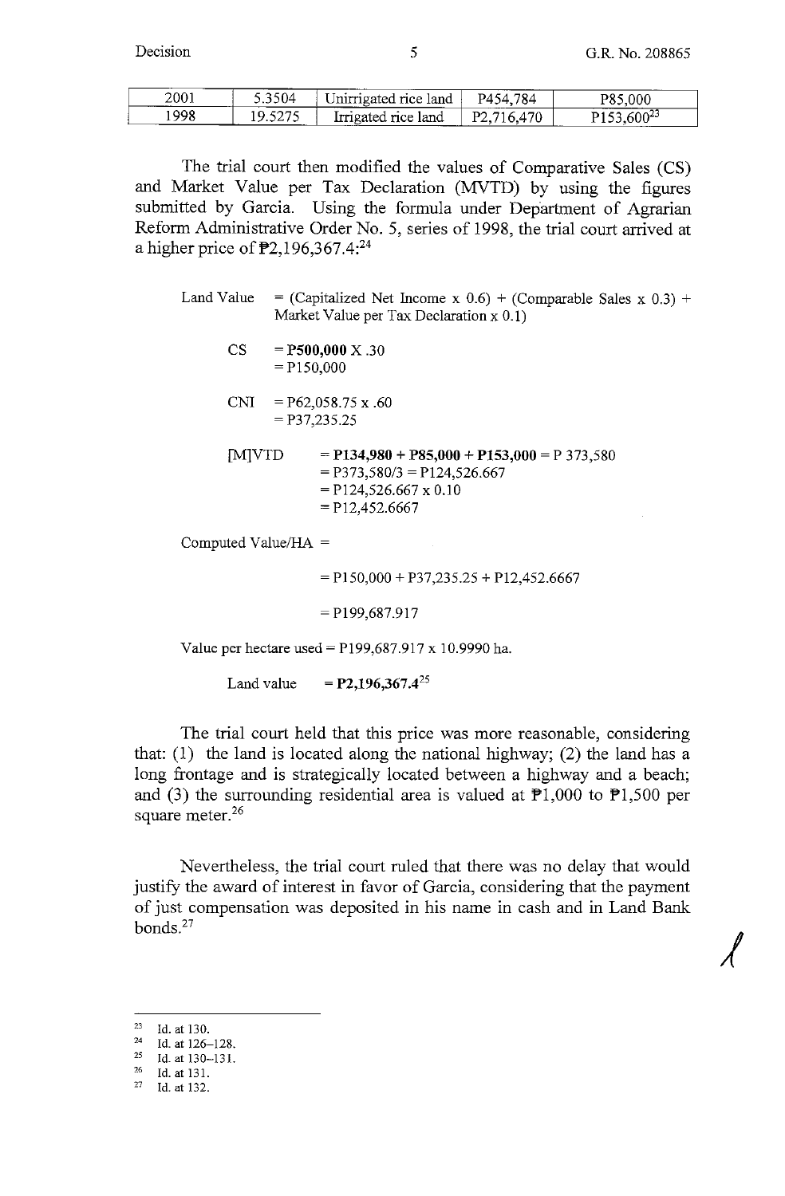| | | | | |
|---|---|---|---|---|
| 2001 | 5.3504 | Unirrigated rice land | P454,784 | P85,000 |
| 1998 | 19.5275 | Irrigated rice land | P2,716,470 | P153,600[23] |

The trial court then modified the values of Comparative Sales (CS) and Market Value per Tax Declaration (MVTD) by using the figures submitted by Garcia. Using the formula under Department of Agrarian Reform Administrative Order No. 5, series of 1998, the trial court arrived at a higher price of ₱2,196,367.4:[24]

Land Value = (Capitalized Net Income x 0.6) + (Comparable Sales x 0.3) + Market Value per Tax Declaration x 0.1)

CS = **P500,000** X .30
= P150,000

CNI = P62,058.75 x .60
= P37,235.25

[M]VTD = **P134,980 + P85,000 + P153,000** = P 373,580
= P373,580/3 = P124,526.667
= P124,526.667 x 0.10
= P12,452.6667

Computed Value/HA =

= P150,000 + P37,235.25 + P12,452.6667

= P199,687.917

Value per hectare used = P199,687.917 x 10.9990 ha.

Land value = **P2,196,367.4**[25]

The trial court held that this price was more reasonable, considering that: (1) the land is located along the national highway; (2) the land has a long frontage and is strategically located between a highway and a beach; and (3) the surrounding residential area is valued at ₱1,000 to ₱1,500 per square meter.[26]

Nevertheless, the trial court ruled that there was no delay that would justify the award of interest in favor of Garcia, considering that the payment of just compensation was deposited in his name in cash and in Land Bank bonds.[27]

---

[23] Id. at 130.
[24] Id. at 126–128.
[25] Id. at 130–131.
[26] Id. at 131.
[27] Id. at 132.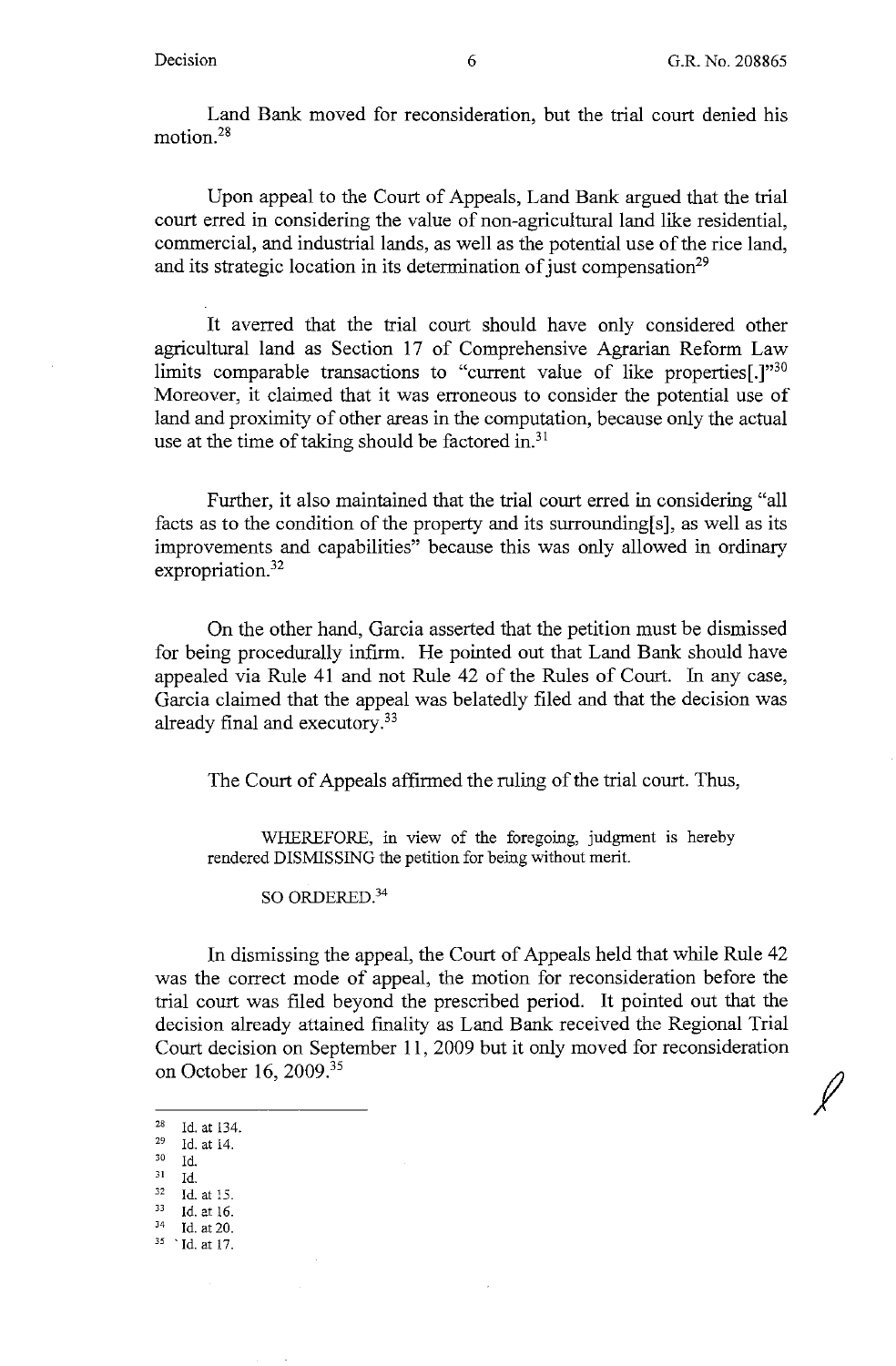Land Bank moved for reconsideration, but the trial court denied his motion.[28]

Upon appeal to the Court of Appeals, Land Bank argued that the trial court erred in considering the value of non-agricultural land like residential, commercial, and industrial lands, as well as the potential use of the rice land, and its strategic location in its determination of just compensation[29]

It averred that the trial court should have only considered other agricultural land as Section 17 of Comprehensive Agrarian Reform Law limits comparable transactions to "current value of like properties[.]"[30] Moreover, it claimed that it was erroneous to consider the potential use of land and proximity of other areas in the computation, because only the actual use at the time of taking should be factored in.[31]

Further, it also maintained that the trial court erred in considering "all facts as to the condition of the property and its surrounding[s], as well as its improvements and capabilities" because this was only allowed in ordinary expropriation.[32]

On the other hand, Garcia asserted that the petition must be dismissed for being procedurally infirm. He pointed out that Land Bank should have appealed via Rule 41 and not Rule 42 of the Rules of Court. In any case, Garcia claimed that the appeal was belatedly filed and that the decision was already final and executory.[33]

The Court of Appeals affirmed the ruling of the trial court. Thus,

> WHEREFORE, in view of the foregoing, judgment is hereby rendered DISMISSING the petition for being without merit.
>
> SO ORDERED.[34]

In dismissing the appeal, the Court of Appeals held that while Rule 42 was the correct mode of appeal, the motion for reconsideration before the trial court was filed beyond the prescribed period. It pointed out that the decision already attained finality as Land Bank received the Regional Trial Court decision on September 11, 2009 but it only moved for reconsideration on October 16, 2009.[35]

---

[28] Id. at 134.
[29] Id. at 14.
[30] Id.
[31] Id.
[32] Id. at 15.
[33] Id. at 16.
[34] Id. at 20.
[35] Id. at 17.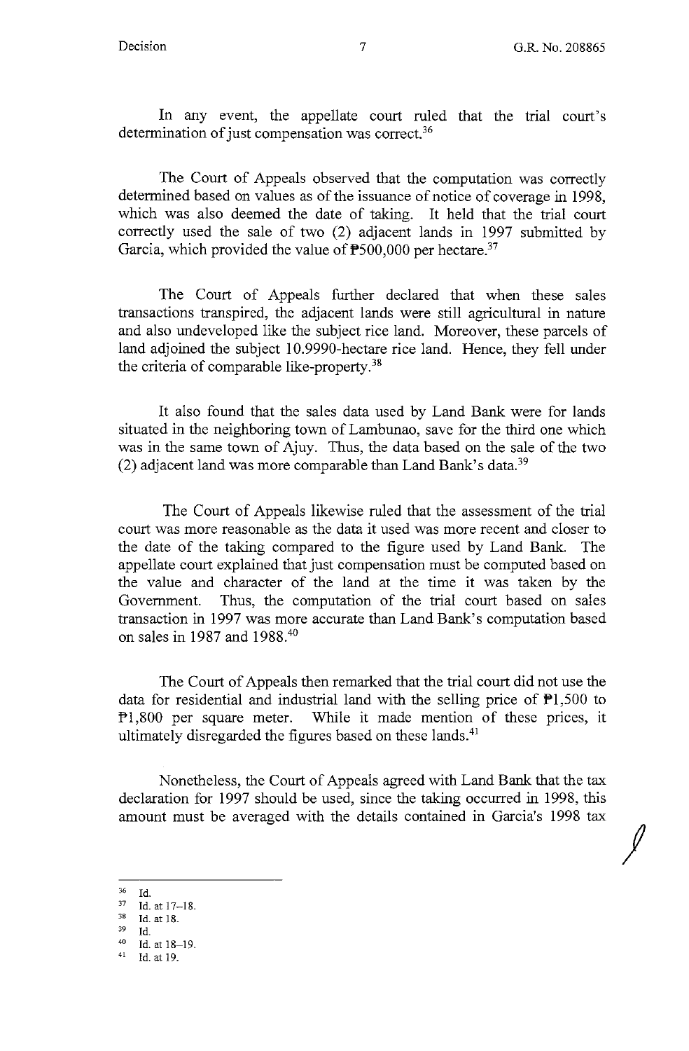In any event, the appellate court ruled that the trial court's determination of just compensation was correct.[36]

The Court of Appeals observed that the computation was correctly determined based on values as of the issuance of notice of coverage in 1998, which was also deemed the date of taking. It held that the trial court correctly used the sale of two (2) adjacent lands in 1997 submitted by Garcia, which provided the value of ₱500,000 per hectare.[37]

The Court of Appeals further declared that when these sales transactions transpired, the adjacent lands were still agricultural in nature and also undeveloped like the subject rice land. Moreover, these parcels of land adjoined the subject 10.9990-hectare rice land. Hence, they fell under the criteria of comparable like-property.[38]

It also found that the sales data used by Land Bank were for lands situated in the neighboring town of Lambunao, save for the third one which was in the same town of Ajuy. Thus, the data based on the sale of the two (2) adjacent land was more comparable than Land Bank's data.[39]

The Court of Appeals likewise ruled that the assessment of the trial court was more reasonable as the data it used was more recent and closer to the date of the taking compared to the figure used by Land Bank. The appellate court explained that just compensation must be computed based on the value and character of the land at the time it was taken by the Government. Thus, the computation of the trial court based on sales transaction in 1997 was more accurate than Land Bank's computation based on sales in 1987 and 1988.[40]

The Court of Appeals then remarked that the trial court did not use the data for residential and industrial land with the selling price of ₱1,500 to ₱1,800 per square meter. While it made mention of these prices, it ultimately disregarded the figures based on these lands.[41]

Nonetheless, the Court of Appeals agreed with Land Bank that the tax declaration for 1997 should be used, since the taking occurred in 1998, this amount must be averaged with the details contained in Garcia's 1998 tax

---

[36] Id.

[37] Id. at 17–18.

[38] Id. at 18.

[39] Id.

[40] Id. at 18–19.

[41] Id. at 19.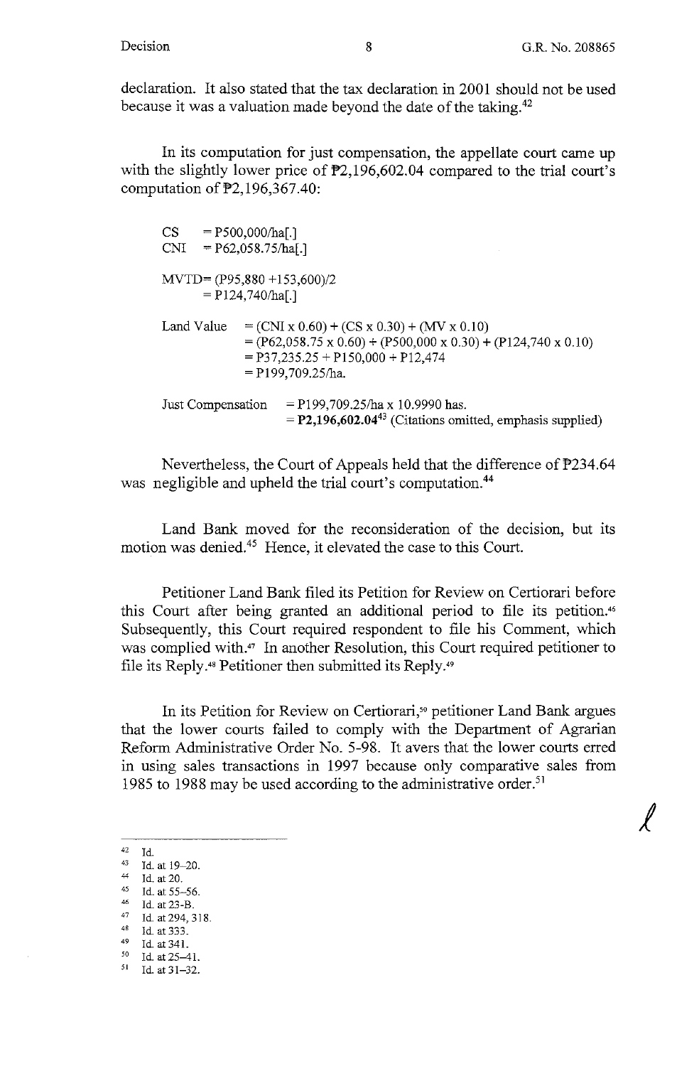declaration. It also stated that the tax declaration in 2001 should not be used because it was a valuation made beyond the date of the taking.[42]

In its computation for just compensation, the appellate court came up with the slightly lower price of ₱2,196,602.04 compared to the trial court's computation of ₱2,196,367.40:

> CS = P500,000/ha[.]
> CNI = P62,058.75/ha[.]
>
> MVTD= (P95,880 +153,600)/2
> = P124,740/ha[.]
>
> Land Value = (CNI x 0.60) + (CS x 0.30) + (MV x 0.10)
> = (P62,058.75 x 0.60) + (P500,000 x 0.30) + (P124,740 x 0.10)
> = P37,235.25 + P150,000 + P12,474
> = P199,709.25/ha.
>
> Just Compensation = P199,709.25/ha x 10.9990 has.
> = **P2,196,602.04**[43] (Citations omitted, emphasis supplied)

Nevertheless, the Court of Appeals held that the difference of ₱234.64 was negligible and upheld the trial court's computation.[44]

Land Bank moved for the reconsideration of the decision, but its motion was denied.[45] Hence, it elevated the case to this Court.

Petitioner Land Bank filed its Petition for Review on Certiorari before this Court after being granted an additional period to file its petition.[46] Subsequently, this Court required respondent to file his Comment, which was complied with.[47] In another Resolution, this Court required petitioner to file its Reply.[48] Petitioner then submitted its Reply.[49]

In its Petition for Review on Certiorari,[50] petitioner Land Bank argues that the lower courts failed to comply with the Department of Agrarian Reform Administrative Order No. 5-98. It avers that the lower courts erred in using sales transactions in 1997 because only comparative sales from 1985 to 1988 may be used according to the administrative order.[51]

---

[42] Id.
[43] Id. at 19–20.
[44] Id. at 20.
[45] Id. at 55–56.
[46] Id. at 23-B.
[47] Id. at 294, 318.
[48] Id. at 333.
[49] Id. at 341.
[50] Id. at 25–41.
[51] Id. at 31–32.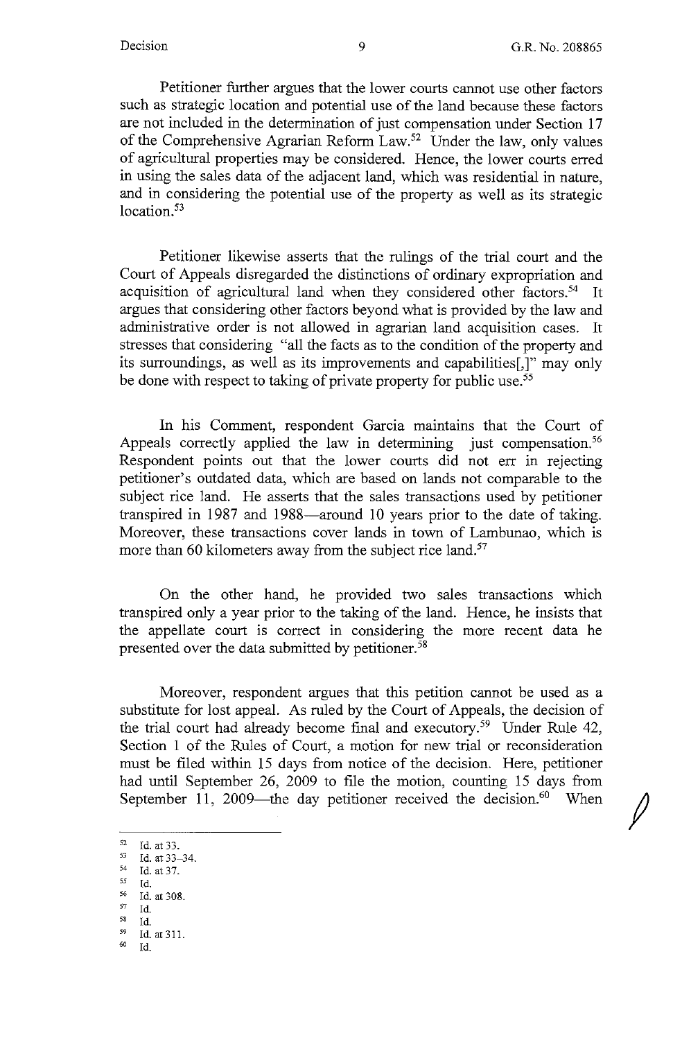Petitioner further argues that the lower courts cannot use other factors such as strategic location and potential use of the land because these factors are not included in the determination of just compensation under Section 17 of the Comprehensive Agrarian Reform Law.[52] Under the law, only values of agricultural properties may be considered. Hence, the lower courts erred in using the sales data of the adjacent land, which was residential in nature, and in considering the potential use of the property as well as its strategic location.[53]

Petitioner likewise asserts that the rulings of the trial court and the Court of Appeals disregarded the distinctions of ordinary expropriation and acquisition of agricultural land when they considered other factors.[54] It argues that considering other factors beyond what is provided by the law and administrative order is not allowed in agrarian land acquisition cases. It stresses that considering "all the facts as to the condition of the property and its surroundings, as well as its improvements and capabilities[,]" may only be done with respect to taking of private property for public use.[55]

In his Comment, respondent Garcia maintains that the Court of Appeals correctly applied the law in determining just compensation.[56] Respondent points out that the lower courts did not err in rejecting petitioner's outdated data, which are based on lands not comparable to the subject rice land. He asserts that the sales transactions used by petitioner transpired in 1987 and 1988—around 10 years prior to the date of taking. Moreover, these transactions cover lands in town of Lambunao, which is more than 60 kilometers away from the subject rice land.[57]

On the other hand, he provided two sales transactions which transpired only a year prior to the taking of the land. Hence, he insists that the appellate court is correct in considering the more recent data he presented over the data submitted by petitioner.[58]

Moreover, respondent argues that this petition cannot be used as a substitute for lost appeal. As ruled by the Court of Appeals, the decision of the trial court had already become final and executory.[59] Under Rule 42, Section 1 of the Rules of Court, a motion for new trial or reconsideration must be filed within 15 days from notice of the decision. Here, petitioner had until September 26, 2009 to file the motion, counting 15 days from September 11, 2009—the day petitioner received the decision.[60] When

---

[52] Id. at 33.
[53] Id. at 33–34.
[54] Id. at 37.
[55] Id.
[56] Id. at 308.
[57] Id.
[58] Id.
[59] Id. at 311.
[60] Id.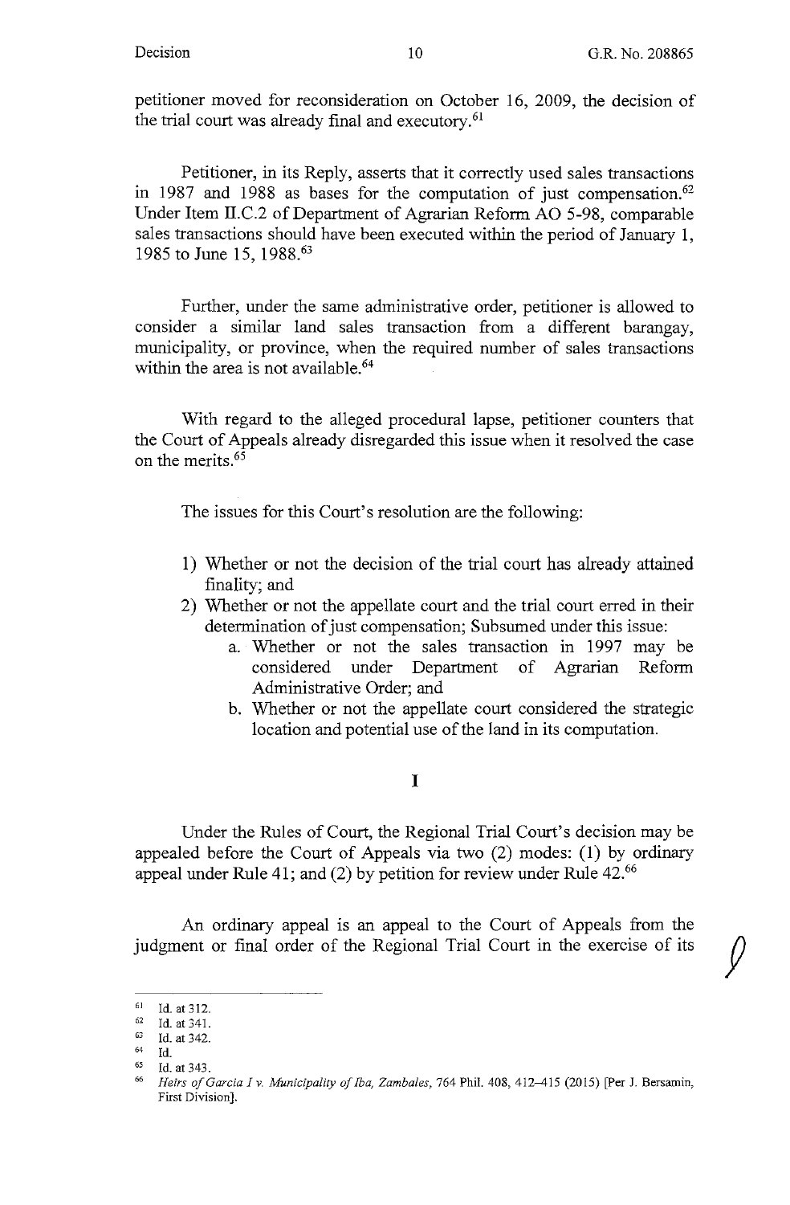petitioner moved for reconsideration on October 16, 2009, the decision of the trial court was already final and executory.[61]

Petitioner, in its Reply, asserts that it correctly used sales transactions in 1987 and 1988 as bases for the computation of just compensation.[62] Under Item II.C.2 of Department of Agrarian Reform AO 5-98, comparable sales transactions should have been executed within the period of January 1, 1985 to June 15, 1988.[63]

Further, under the same administrative order, petitioner is allowed to consider a similar land sales transaction from a different barangay, municipality, or province, when the required number of sales transactions within the area is not available.[64]

With regard to the alleged procedural lapse, petitioner counters that the Court of Appeals already disregarded this issue when it resolved the case on the merits.[65]

The issues for this Court's resolution are the following:

1) Whether or not the decision of the trial court has already attained finality; and
2) Whether or not the appellate court and the trial court erred in their determination of just compensation; Subsumed under this issue:
    a. Whether or not the sales transaction in 1997 may be considered under Department of Agrarian Reform Administrative Order; and
    b. Whether or not the appellate court considered the strategic location and potential use of the land in its computation.

I

Under the Rules of Court, the Regional Trial Court's decision may be appealed before the Court of Appeals via two (2) modes: (1) by ordinary appeal under Rule 41; and (2) by petition for review under Rule 42.[66]

An ordinary appeal is an appeal to the Court of Appeals from the judgment or final order of the Regional Trial Court in the exercise of its

---

[61] Id. at 312.
[62] Id. at 341.
[63] Id. at 342.
[64] Id.
[65] Id. at 343.
[66] *Heirs of Garcia I v. Municipality of Iba, Zambales*, 764 Phil. 408, 412–415 (2015) [Per J. Bersamin, First Division].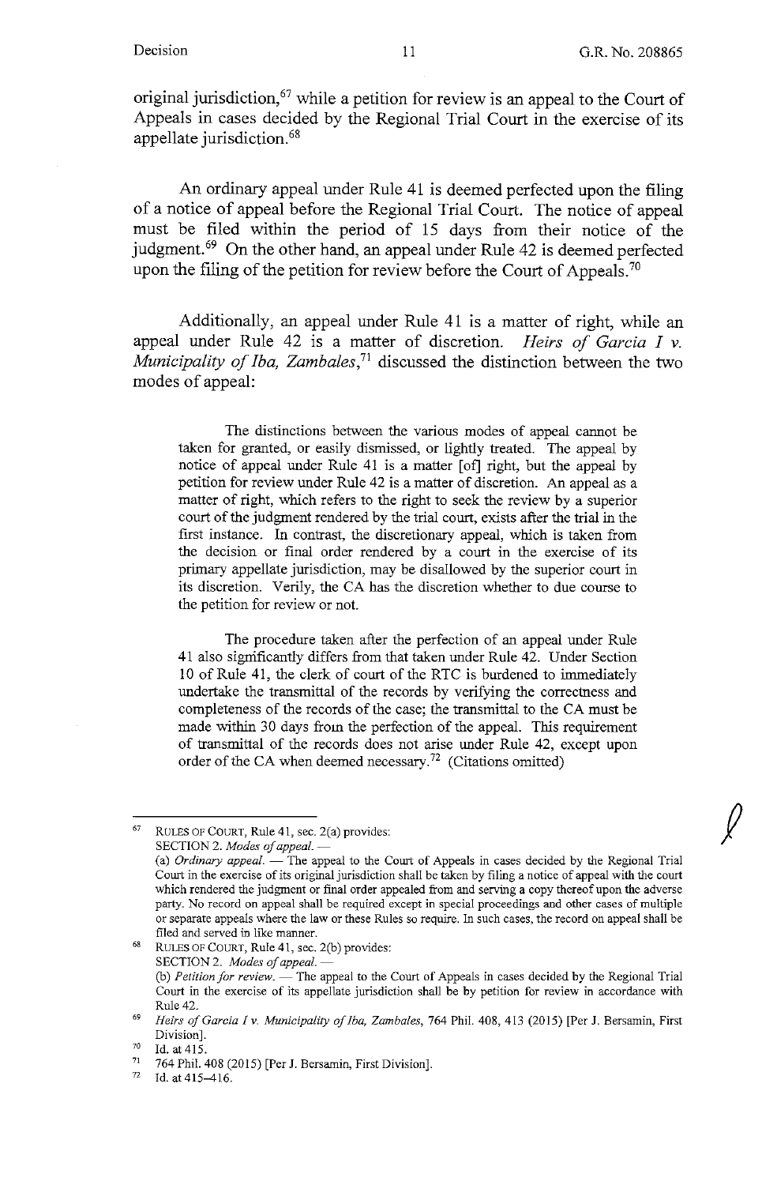original jurisdiction,[67] while a petition for review is an appeal to the Court of Appeals in cases decided by the Regional Trial Court in the exercise of its appellate jurisdiction.[68]

An ordinary appeal under Rule 41 is deemed perfected upon the filing of a notice of appeal before the Regional Trial Court. The notice of appeal must be filed within the period of 15 days from their notice of the judgment.[69] On the other hand, an appeal under Rule 42 is deemed perfected upon the filing of the petition for review before the Court of Appeals.[70]

Additionally, an appeal under Rule 41 is a matter of right, while an appeal under Rule 42 is a matter of discretion. *Heirs of Garcia I v. Municipality of Iba, Zambales*,[71] discussed the distinction between the two modes of appeal:

> The distinctions between the various modes of appeal cannot be taken for granted, or easily dismissed, or lightly treated. The appeal by notice of appeal under Rule 41 is a matter [of] right, but the appeal by petition for review under Rule 42 is a matter of discretion. An appeal as a matter of right, which refers to the right to seek the review by a superior court of the judgment rendered by the trial court, exists after the trial in the first instance. In contrast, the discretionary appeal, which is taken from the decision or final order rendered by a court in the exercise of its primary appellate jurisdiction, may be disallowed by the superior court in its discretion. Verily, the CA has the discretion whether to due course to the petition for review or not.
>
> The procedure taken after the perfection of an appeal under Rule 41 also significantly differs from that taken under Rule 42. Under Section 10 of Rule 41, the clerk of court of the RTC is burdened to immediately undertake the transmittal of the records by verifying the correctness and completeness of the records of the case; the transmittal to the CA must be made within 30 days from the perfection of the appeal. This requirement of transmittal of the records does not arise under Rule 42, except upon order of the CA when deemed necessary.[72] (Citations omitted)

---

[67] RULES OF COURT, Rule 41, sec. 2(a) provides:
SECTION 2. *Modes of appeal.* —
(a) *Ordinary appeal.* — The appeal to the Court of Appeals in cases decided by the Regional Trial Court in the exercise of its original jurisdiction shall be taken by filing a notice of appeal with the court which rendered the judgment or final order appealed from and serving a copy thereof upon the adverse party. No record on appeal shall be required except in special proceedings and other cases of multiple or separate appeals where the law or these Rules so require. In such cases, the record on appeal shall be filed and served in like manner.

[68] RULES OF COURT, Rule 41, sec. 2(b) provides:
SECTION 2. *Modes of appeal.* —
(b) *Petition for review.* — The appeal to the Court of Appeals in cases decided by the Regional Trial Court in the exercise of its appellate jurisdiction shall be by petition for review in accordance with Rule 42.

[69] *Heirs of Garcia I v. Municipality of Iba, Zambales*, 764 Phil. 408, 413 (2015) [Per J. Bersamin, First Division].

[70] Id. at 415.

[71] 764 Phil. 408 (2015) [Per J. Bersamin, First Division].

[72] Id. at 415–416.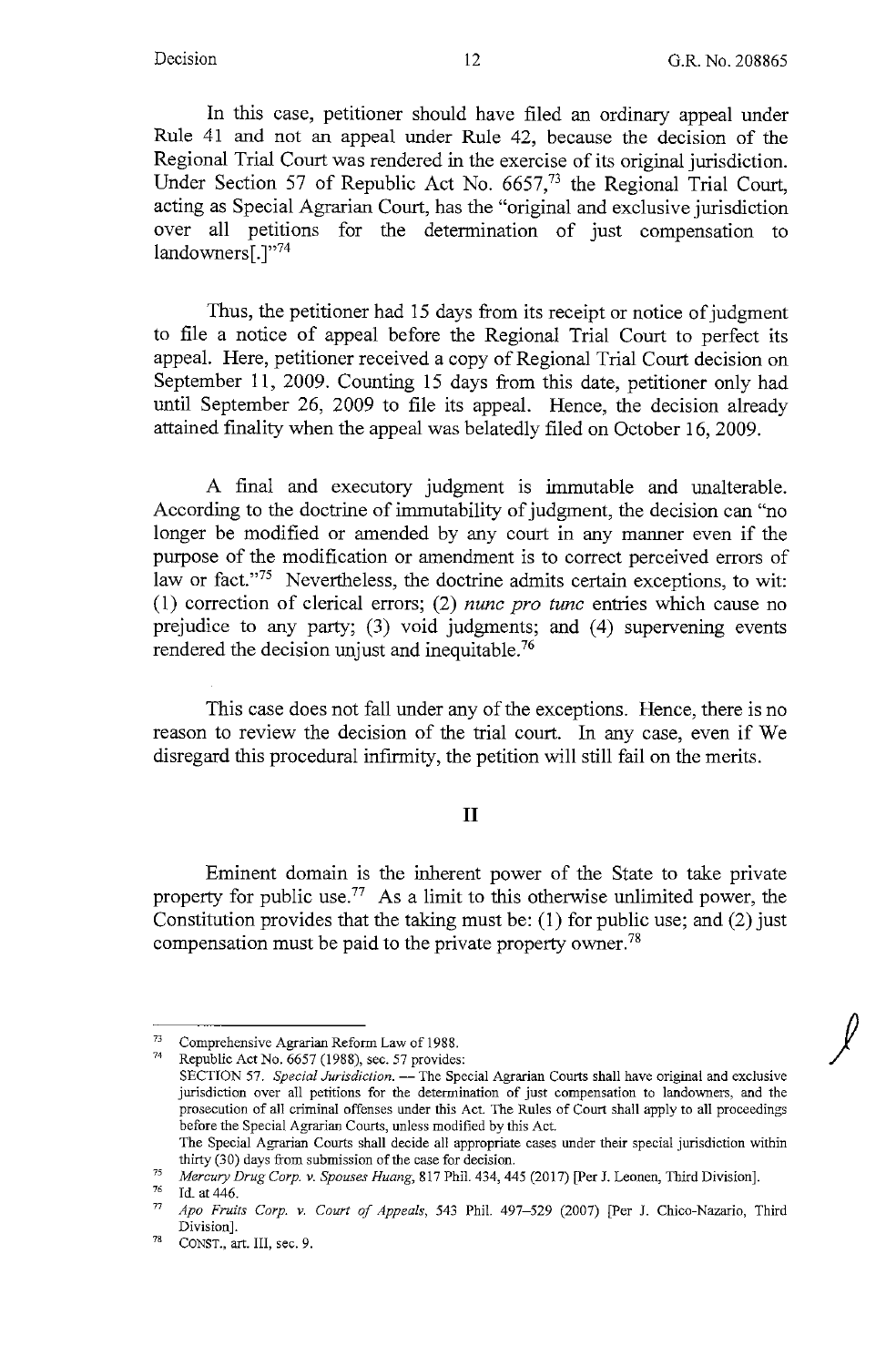In this case, petitioner should have filed an ordinary appeal under Rule 41 and not an appeal under Rule 42, because the decision of the Regional Trial Court was rendered in the exercise of its original jurisdiction. Under Section 57 of Republic Act No. 6657,[73] the Regional Trial Court, acting as Special Agrarian Court, has the "original and exclusive jurisdiction over all petitions for the determination of just compensation to landowners[.]"[74]

Thus, the petitioner had 15 days from its receipt or notice of judgment to file a notice of appeal before the Regional Trial Court to perfect its appeal. Here, petitioner received a copy of Regional Trial Court decision on September 11, 2009. Counting 15 days from this date, petitioner only had until September 26, 2009 to file its appeal. Hence, the decision already attained finality when the appeal was belatedly filed on October 16, 2009.

A final and executory judgment is immutable and unalterable. According to the doctrine of immutability of judgment, the decision can "no longer be modified or amended by any court in any manner even if the purpose of the modification or amendment is to correct perceived errors of law or fact."[75] Nevertheless, the doctrine admits certain exceptions, to wit: (1) correction of clerical errors; (2) *nunc pro tunc* entries which cause no prejudice to any party; (3) void judgments; and (4) supervening events rendered the decision unjust and inequitable.[76]

This case does not fall under any of the exceptions. Hence, there is no reason to review the decision of the trial court. In any case, even if We disregard this procedural infirmity, the petition will still fail on the merits.

## II

Eminent domain is the inherent power of the State to take private property for public use.[77] As a limit to this otherwise unlimited power, the Constitution provides that the taking must be: (1) for public use; and (2) just compensation must be paid to the private property owner.[78]

---

[73] Comprehensive Agrarian Reform Law of 1988.

[74] Republic Act No. 6657 (1988), sec. 57 provides:
SECTION 57. *Special Jurisdiction.* — The Special Agrarian Courts shall have original and exclusive jurisdiction over all petitions for the determination of just compensation to landowners, and the prosecution of all criminal offenses under this Act. The Rules of Court shall apply to all proceedings before the Special Agrarian Courts, unless modified by this Act.
The Special Agrarian Courts shall decide all appropriate cases under their special jurisdiction within thirty (30) days from submission of the case for decision.

[75] *Mercury Drug Corp. v. Spouses Huang*, 817 Phil. 434, 445 (2017) [Per J. Leonen, Third Division].

[76] Id. at 446.

[77] *Apo Fruits Corp. v. Court of Appeals*, 543 Phil. 497–529 (2007) [Per J. Chico-Nazario, Third Division].

[78] CONST., art. III, sec. 9.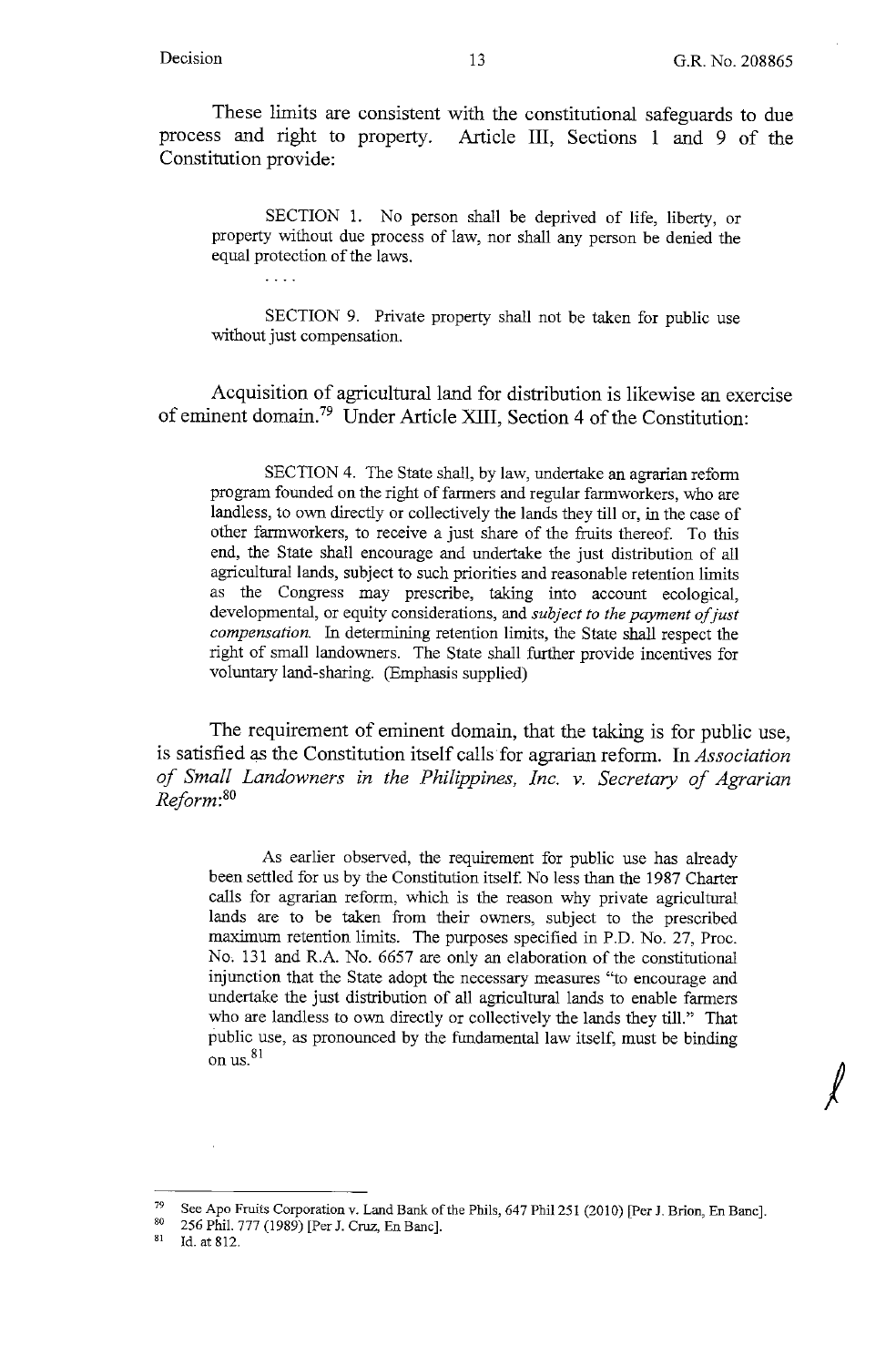These limits are consistent with the constitutional safeguards to due process and right to property. Article III, Sections 1 and 9 of the Constitution provide:

> SECTION 1. No person shall be deprived of life, liberty, or property without due process of law, nor shall any person be denied the equal protection of the laws.
>
> . . . .
>
> SECTION 9. Private property shall not be taken for public use without just compensation.

Acquisition of agricultural land for distribution is likewise an exercise of eminent domain.[79] Under Article XIII, Section 4 of the Constitution:

> SECTION 4. The State shall, by law, undertake an agrarian reform program founded on the right of farmers and regular farmworkers, who are landless, to own directly or collectively the lands they till or, in the case of other farmworkers, to receive a just share of the fruits thereof. To this end, the State shall encourage and undertake the just distribution of all agricultural lands, subject to such priorities and reasonable retention limits as the Congress may prescribe, taking into account ecological, developmental, or equity considerations, and *subject to the payment of just compensation*. In determining retention limits, the State shall respect the right of small landowners. The State shall further provide incentives for voluntary land-sharing. (Emphasis supplied)

The requirement of eminent domain, that the taking is for public use, is satisfied as the Constitution itself calls for agrarian reform. In *Association of Small Landowners in the Philippines, Inc. v. Secretary of Agrarian Reform*:[80]

> As earlier observed, the requirement for public use has already been settled for us by the Constitution itself. No less than the 1987 Charter calls for agrarian reform, which is the reason why private agricultural lands are to be taken from their owners, subject to the prescribed maximum retention limits. The purposes specified in P.D. No. 27, Proc. No. 131 and R.A. No. 6657 are only an elaboration of the constitutional injunction that the State adopt the necessary measures "to encourage and undertake the just distribution of all agricultural lands to enable farmers who are landless to own directly or collectively the lands they till." That public use, as pronounced by the fundamental law itself, must be binding on us.[81]

---

[79] See Apo Fruits Corporation v. Land Bank of the Phils, 647 Phil 251 (2010) [Per J. Brion, En Banc].

[80] 256 Phil. 777 (1989) [Per J. Cruz, En Banc].

[81] Id. at 812.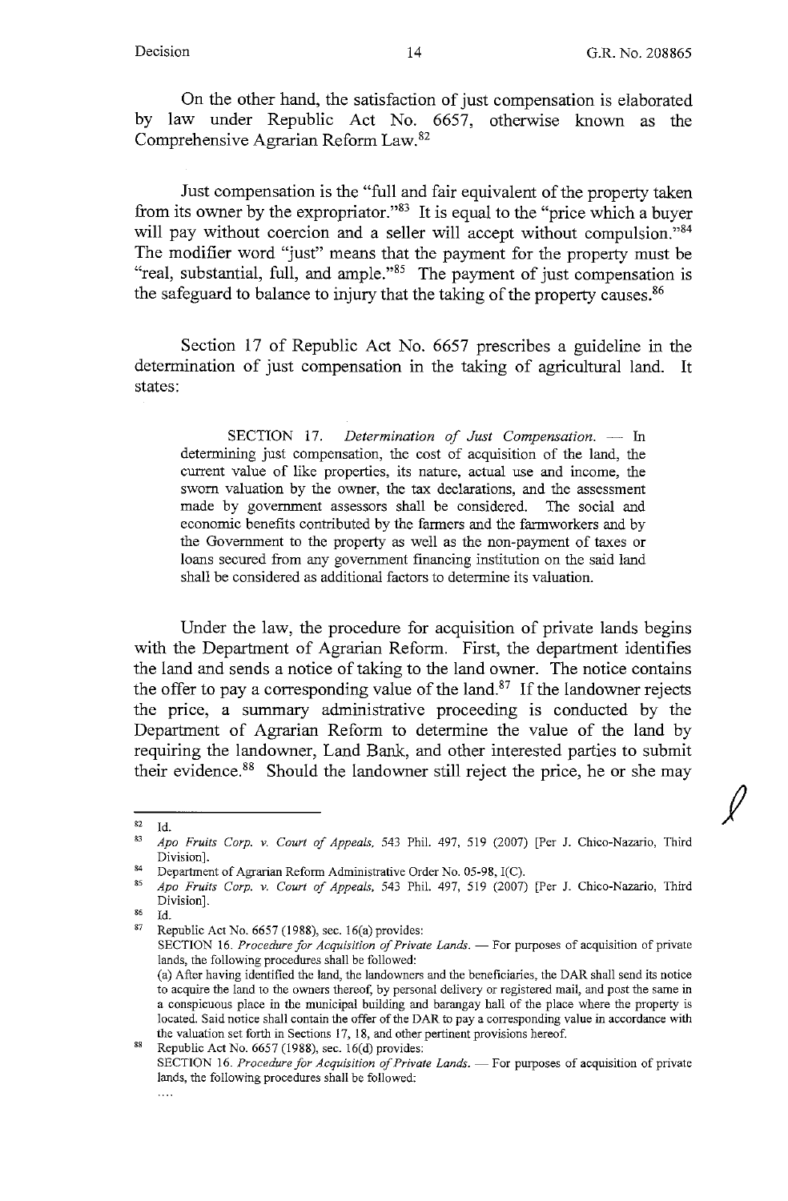On the other hand, the satisfaction of just compensation is elaborated by law under Republic Act No. 6657, otherwise known as the Comprehensive Agrarian Reform Law.[82]

Just compensation is the "full and fair equivalent of the property taken from its owner by the expropriator."[83] It is equal to the "price which a buyer will pay without coercion and a seller will accept without compulsion."[84] The modifier word "just" means that the payment for the property must be "real, substantial, full, and ample."[85] The payment of just compensation is the safeguard to balance to injury that the taking of the property causes.[86]

Section 17 of Republic Act No. 6657 prescribes a guideline in the determination of just compensation in the taking of agricultural land. It states:

> SECTION 17. *Determination of Just Compensation.* — In determining just compensation, the cost of acquisition of the land, the current value of like properties, its nature, actual use and income, the sworn valuation by the owner, the tax declarations, and the assessment made by government assessors shall be considered. The social and economic benefits contributed by the farmers and the farmworkers and by the Government to the property as well as the non-payment of taxes or loans secured from any government financing institution on the said land shall be considered as additional factors to determine its valuation.

Under the law, the procedure for acquisition of private lands begins with the Department of Agrarian Reform. First, the department identifies the land and sends a notice of taking to the land owner. The notice contains the offer to pay a corresponding value of the land.[87] If the landowner rejects the price, a summary administrative proceeding is conducted by the Department of Agrarian Reform to determine the value of the land by requiring the landowner, Land Bank, and other interested parties to submit their evidence.[88] Should the landowner still reject the price, he or she may

---

[82] Id.

[83] *Apo Fruits Corp. v. Court of Appeals*, 543 Phil. 497, 519 (2007) [Per J. Chico-Nazario, Third Division].

[84] Department of Agrarian Reform Administrative Order No. 05-98, I(C).

[85] *Apo Fruits Corp. v. Court of Appeals*, 543 Phil. 497, 519 (2007) [Per J. Chico-Nazario, Third Division].

[86] Id.

[87] Republic Act No. 6657 (1988), sec. 16(a) provides:
SECTION 16. *Procedure for Acquisition of Private Lands.* — For purposes of acquisition of private lands, the following procedures shall be followed:
(a) After having identified the land, the landowners and the beneficiaries, the DAR shall send its notice to acquire the land to the owners thereof, by personal delivery or registered mail, and post the same in a conspicuous place in the municipal building and barangay hall of the place where the property is located. Said notice shall contain the offer of the DAR to pay a corresponding value in accordance with the valuation set forth in Sections 17, 18, and other pertinent provisions hereof.

[88] Republic Act No. 6657 (1988), sec. 16(d) provides:
SECTION 16. *Procedure for Acquisition of Private Lands.* — For purposes of acquisition of private lands, the following procedures shall be followed:
....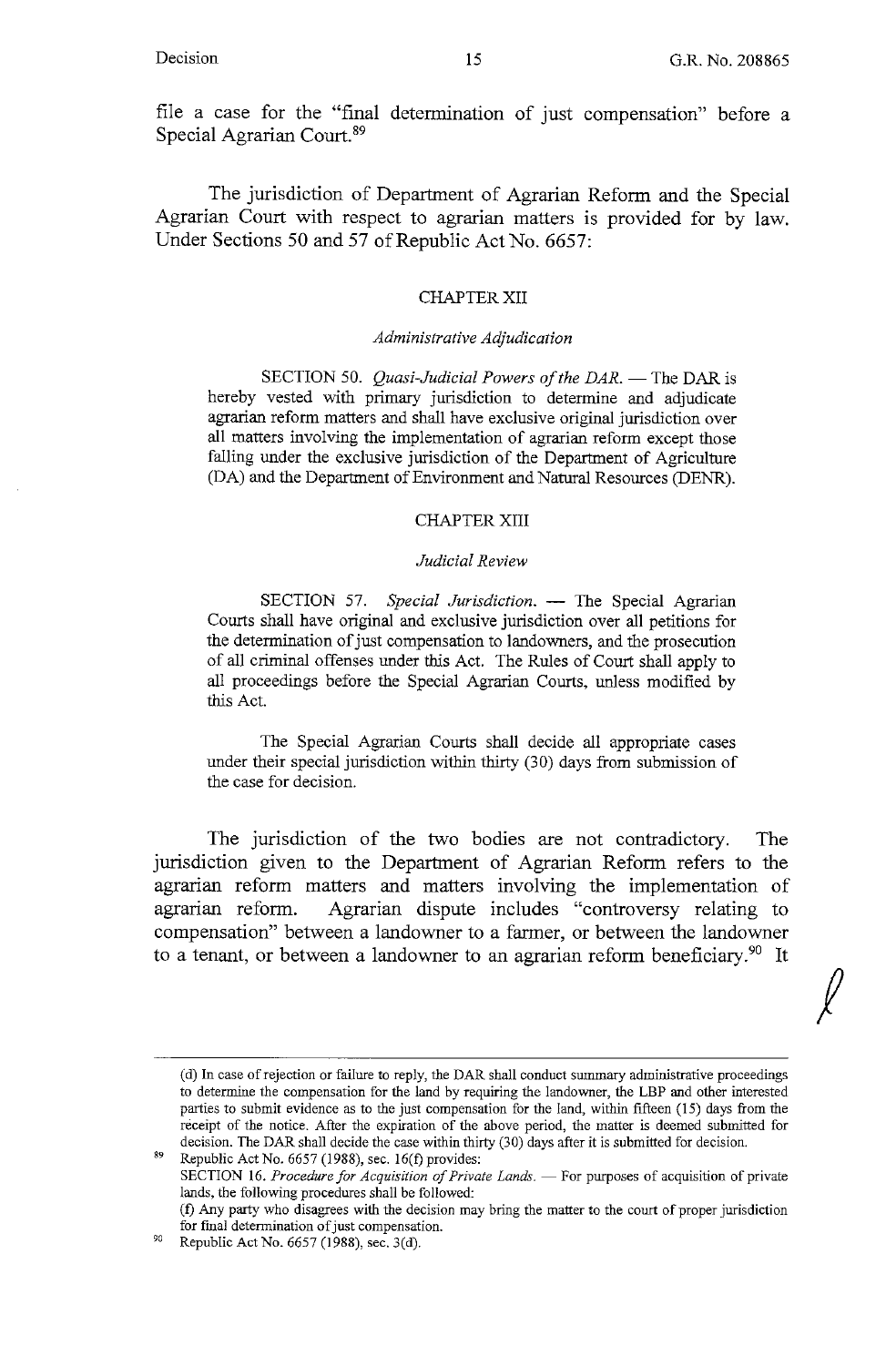file a case for the "final determination of just compensation" before a Special Agrarian Court.[89]

The jurisdiction of Department of Agrarian Reform and the Special Agrarian Court with respect to agrarian matters is provided for by law. Under Sections 50 and 57 of Republic Act No. 6657:

> CHAPTER XII
>
> *Administrative Adjudication*
>
> SECTION 50. *Quasi-Judicial Powers of the DAR.* — The DAR is hereby vested with primary jurisdiction to determine and adjudicate agrarian reform matters and shall have exclusive original jurisdiction over all matters involving the implementation of agrarian reform except those falling under the exclusive jurisdiction of the Department of Agriculture (DA) and the Department of Environment and Natural Resources (DENR).
>
> CHAPTER XIII
>
> *Judicial Review*
>
> SECTION 57. *Special Jurisdiction.* — The Special Agrarian Courts shall have original and exclusive jurisdiction over all petitions for the determination of just compensation to landowners, and the prosecution of all criminal offenses under this Act. The Rules of Court shall apply to all proceedings before the Special Agrarian Courts, unless modified by this Act.
>
> The Special Agrarian Courts shall decide all appropriate cases under their special jurisdiction within thirty (30) days from submission of the case for decision.

The jurisdiction of the two bodies are not contradictory. The jurisdiction given to the Department of Agrarian Reform refers to the agrarian reform matters and matters involving the implementation of agrarian reform. Agrarian dispute includes "controversy relating to compensation" between a landowner to a farmer, or between the landowner to a tenant, or between a landowner to an agrarian reform beneficiary.[90] It

---

(d) In case of rejection or failure to reply, the DAR shall conduct summary administrative proceedings to determine the compensation for the land by requiring the landowner, the LBP and other interested parties to submit evidence as to the just compensation for the land, within fifteen (15) days from the receipt of the notice. After the expiration of the above period, the matter is deemed submitted for decision. The DAR shall decide the case within thirty (30) days after it is submitted for decision.

[89] Republic Act No. 6657 (1988), sec. 16(f) provides:
SECTION 16. *Procedure for Acquisition of Private Lands.* — For purposes of acquisition of private lands, the following procedures shall be followed:
(f) Any party who disagrees with the decision may bring the matter to the court of proper jurisdiction for final determination of just compensation.

[90] Republic Act No. 6657 (1988), sec. 3(d).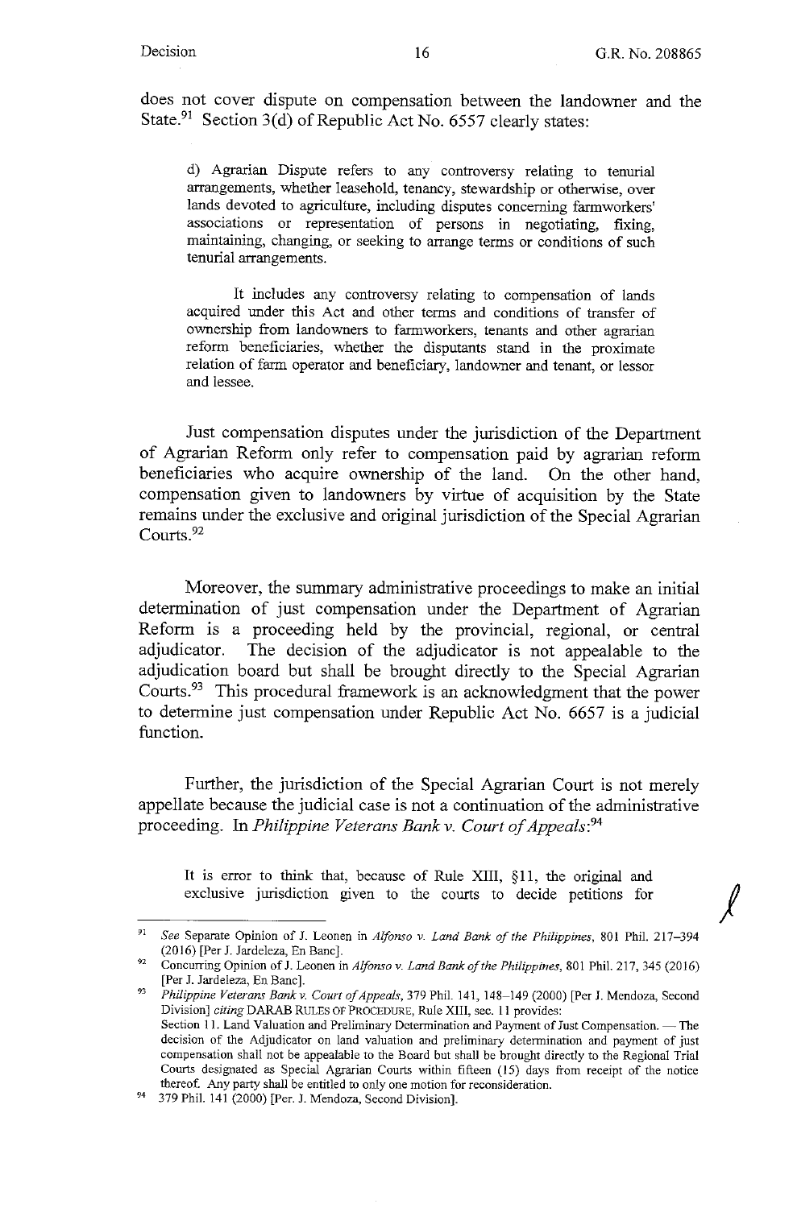does not cover dispute on compensation between the landowner and the State.[91] Section 3(d) of Republic Act No. 6557 clearly states:

> d) Agrarian Dispute refers to any controversy relating to tenurial arrangements, whether leasehold, tenancy, stewardship or otherwise, over lands devoted to agriculture, including disputes concerning farmworkers' associations or representation of persons in negotiating, fixing, maintaining, changing, or seeking to arrange terms or conditions of such tenurial arrangements.
>
> It includes any controversy relating to compensation of lands acquired under this Act and other terms and conditions of transfer of ownership from landowners to farmworkers, tenants and other agrarian reform beneficiaries, whether the disputants stand in the proximate relation of farm operator and beneficiary, landowner and tenant, or lessor and lessee.

Just compensation disputes under the jurisdiction of the Department of Agrarian Reform only refer to compensation paid by agrarian reform beneficiaries who acquire ownership of the land. On the other hand, compensation given to landowners by virtue of acquisition by the State remains under the exclusive and original jurisdiction of the Special Agrarian Courts.[92]

Moreover, the summary administrative proceedings to make an initial determination of just compensation under the Department of Agrarian Reform is a proceeding held by the provincial, regional, or central adjudicator. The decision of the adjudicator is not appealable to the adjudication board but shall be brought directly to the Special Agrarian Courts.[93] This procedural framework is an acknowledgment that the power to determine just compensation under Republic Act No. 6657 is a judicial function.

Further, the jurisdiction of the Special Agrarian Court is not merely appellate because the judicial case is not a continuation of the administrative proceeding. In *Philippine Veterans Bank v. Court of Appeals*:[94]

> It is error to think that, because of Rule XIII, §11, the original and exclusive jurisdiction given to the courts to decide petitions for

---

[91] *See* Separate Opinion of J. Leonen in *Alfonso v. Land Bank of the Philippines*, 801 Phil. 217–394 (2016) [Per J. Jardeleza, En Banc].

[92] Concurring Opinion of J. Leonen in *Alfonso v. Land Bank of the Philippines*, 801 Phil. 217, 345 (2016) [Per J. Jardeleza, En Banc].

[93] *Philippine Veterans Bank v. Court of Appeals*, 379 Phil. 141, 148–149 (2000) [Per J. Mendoza, Second Division] *citing* DARAB RULES OF PROCEDURE, Rule XIII, sec. 11 provides:
Section 11. Land Valuation and Preliminary Determination and Payment of Just Compensation. — The decision of the Adjudicator on land valuation and preliminary determination and payment of just compensation shall not be appealable to the Board but shall be brought directly to the Regional Trial Courts designated as Special Agrarian Courts within fifteen (15) days from receipt of the notice thereof. Any party shall be entitled to only one motion for reconsideration.

[94] 379 Phil. 141 (2000) [Per. J. Mendoza, Second Division].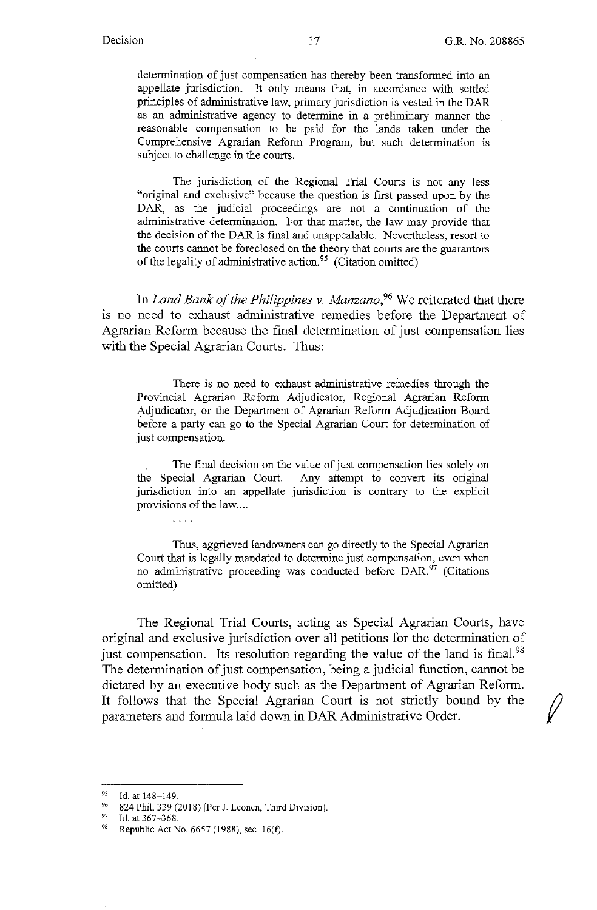> determination of just compensation has thereby been transformed into an appellate jurisdiction. It only means that, in accordance with settled principles of administrative law, primary jurisdiction is vested in the DAR as an administrative agency to determine in a preliminary manner the reasonable compensation to be paid for the lands taken under the Comprehensive Agrarian Reform Program, but such determination is subject to challenge in the courts.
>
> The jurisdiction of the Regional Trial Courts is not any less "original and exclusive" because the question is first passed upon by the DAR, as the judicial proceedings are not a continuation of the administrative determination. For that matter, the law may provide that the decision of the DAR is final and unappealable. Nevertheless, resort to the courts cannot be foreclosed on the theory that courts are the guarantors of the legality of administrative action.[95] (Citation omitted)

In *Land Bank of the Philippines v. Manzano*,[96] We reiterated that there is no need to exhaust administrative remedies before the Department of Agrarian Reform because the final determination of just compensation lies with the Special Agrarian Courts. Thus:

> There is no need to exhaust administrative remedies through the Provincial Agrarian Reform Adjudicator, Regional Agrarian Reform Adjudicator, or the Department of Agrarian Reform Adjudication Board before a party can go to the Special Agrarian Court for determination of just compensation.
>
> The final decision on the value of just compensation lies solely on the Special Agrarian Court. Any attempt to convert its original jurisdiction into an appellate jurisdiction is contrary to the explicit provisions of the law....
>
> . . . .
>
> Thus, aggrieved landowners can go directly to the Special Agrarian Court that is legally mandated to determine just compensation, even when no administrative proceeding was conducted before DAR.[97] (Citations omitted)

The Regional Trial Courts, acting as Special Agrarian Courts, have original and exclusive jurisdiction over all petitions for the determination of just compensation. Its resolution regarding the value of the land is final.[98] The determination of just compensation, being a judicial function, cannot be dictated by an executive body such as the Department of Agrarian Reform. It follows that the Special Agrarian Court is not strictly bound by the parameters and formula laid down in DAR Administrative Order.

---

[95] Id. at 148–149.

[96] 824 Phil. 339 (2018) [Per J. Leonen, Third Division].

[97] Id. at 367–368.

[98] Republic Act No. 6657 (1988), sec. 16(f).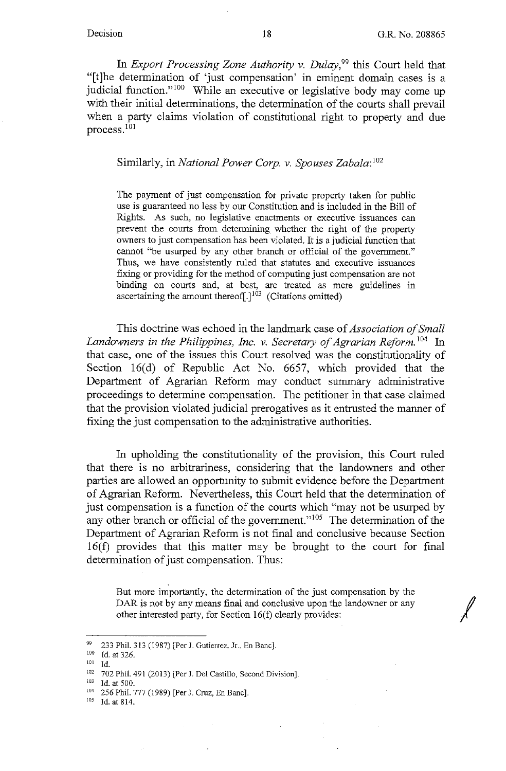In *Export Processing Zone Authority v. Dulay*,[99] this Court held that "[t]he determination of 'just compensation' in eminent domain cases is a judicial function."[100] While an executive or legislative body may come up with their initial determinations, the determination of the courts shall prevail when a party claims violation of constitutional right to property and due process.[101]

Similarly, in *National Power Corp. v. Spouses Zabala*:[102]

> The payment of just compensation for private property taken for public use is guaranteed no less by our Constitution and is included in the Bill of Rights. As such, no legislative enactments or executive issuances can prevent the courts from determining whether the right of the property owners to just compensation has been violated. It is a judicial function that cannot "be usurped by any other branch or official of the government." Thus, we have consistently ruled that statutes and executive issuances fixing or providing for the method of computing just compensation are not binding on courts and, at best, are treated as mere guidelines in ascertaining the amount thereof[.][103] (Citations omitted)

This doctrine was echoed in the landmark case of *Association of Small Landowners in the Philippines, Inc. v. Secretary of Agrarian Reform.*[104] In that case, one of the issues this Court resolved was the constitutionality of Section 16(d) of Republic Act No. 6657, which provided that the Department of Agrarian Reform may conduct summary administrative proceedings to determine compensation. The petitioner in that case claimed that the provision violated judicial prerogatives as it entrusted the manner of fixing the just compensation to the administrative authorities.

In upholding the constitutionality of the provision, this Court ruled that there is no arbitrariness, considering that the landowners and other parties are allowed an opportunity to submit evidence before the Department of Agrarian Reform. Nevertheless, this Court held that the determination of just compensation is a function of the courts which "may not be usurped by any other branch or official of the government."[105] The determination of the Department of Agrarian Reform is not final and conclusive because Section 16(f) provides that this matter may be brought to the court for final determination of just compensation. Thus:

> But more importantly, the determination of the just compensation by the DAR is not by any means final and conclusive upon the landowner or any other interested party, for Section 16(f) clearly provides:

---

[99] 233 Phil. 313 (1987) [Per J. Gutierrez, Jr., En Banc].
[100] Id. at 326.
[101] Id.
[102] 702 Phil. 491 (2013) [Per J. Del Castillo, Second Division].
[103] Id. at 500.
[104] 256 Phil. 777 (1989) [Per J. Cruz, En Banc].
[105] Id. at 814.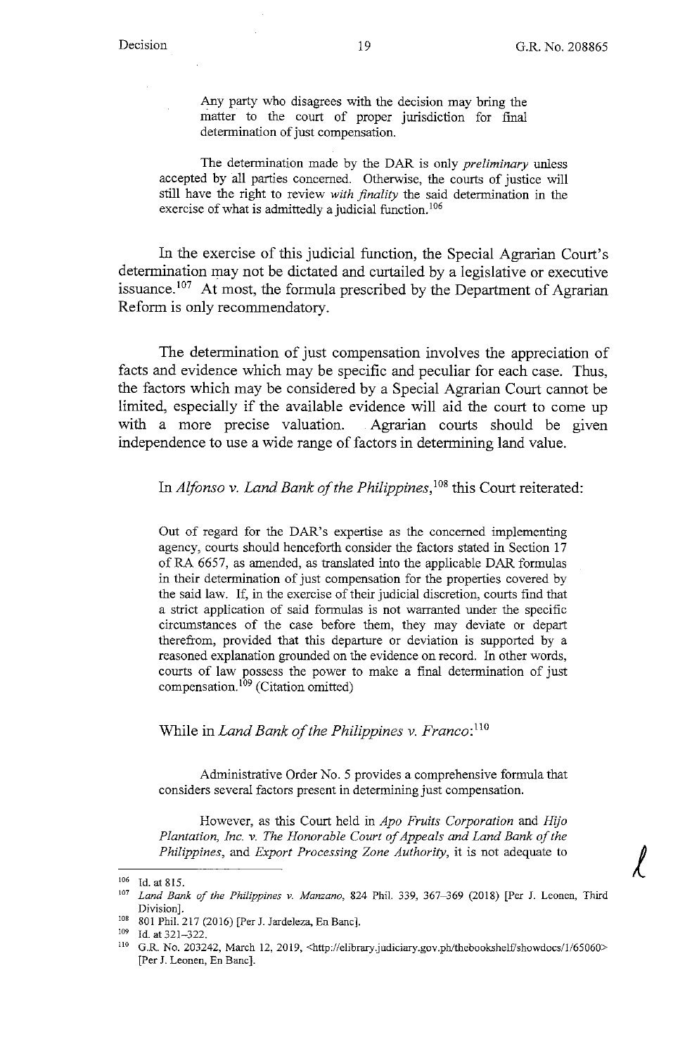> Any party who disagrees with the decision may bring the matter to the court of proper jurisdiction for final determination of just compensation.
>
> The determination made by the DAR is only *preliminary* unless accepted by all parties concerned. Otherwise, the courts of justice will still have the right to review *with finality* the said determination in the exercise of what is admittedly a judicial function.[106]

In the exercise of this judicial function, the Special Agrarian Court's determination may not be dictated and curtailed by a legislative or executive issuance.[107] At most, the formula prescribed by the Department of Agrarian Reform is only recommendatory.

The determination of just compensation involves the appreciation of facts and evidence which may be specific and peculiar for each case. Thus, the factors which may be considered by a Special Agrarian Court cannot be limited, especially if the available evidence will aid the court to come up with a more precise valuation. Agrarian courts should be given independence to use a wide range of factors in determining land value.

In *Alfonso v. Land Bank of the Philippines*,[108] this Court reiterated:

> Out of regard for the DAR's expertise as the concerned implementing agency, courts should henceforth consider the factors stated in Section 17 of RA 6657, as amended, as translated into the applicable DAR formulas in their determination of just compensation for the properties covered by the said law. If, in the exercise of their judicial discretion, courts find that a strict application of said formulas is not warranted under the specific circumstances of the case before them, they may deviate or depart therefrom, provided that this departure or deviation is supported by a reasoned explanation grounded on the evidence on record. In other words, courts of law possess the power to make a final determination of just compensation.[109] (Citation omitted)

While in *Land Bank of the Philippines v. Franco*:[110]

> Administrative Order No. 5 provides a comprehensive formula that considers several factors present in determining just compensation.
>
> However, as this Court held in *Apo Fruits Corporation* and *Hijo Plantation, Inc. v. The Honorable Court of Appeals and Land Bank of the Philippines*, and *Export Processing Zone Authority*, it is not adequate to

---

[106] Id. at 815.

[107] *Land Bank of the Philippines v. Manzano*, 824 Phil. 339, 367–369 (2018) [Per J. Leonen, Third Division].

[108] 801 Phil. 217 (2016) [Per J. Jardeleza, En Banc].

[109] Id. at 321–322.

[110] G.R. No. 203242, March 12, 2019, <http://elibrary.judiciary.gov.ph/thebookshelf/showdocs/1/65060> [Per J. Leonen, En Banc].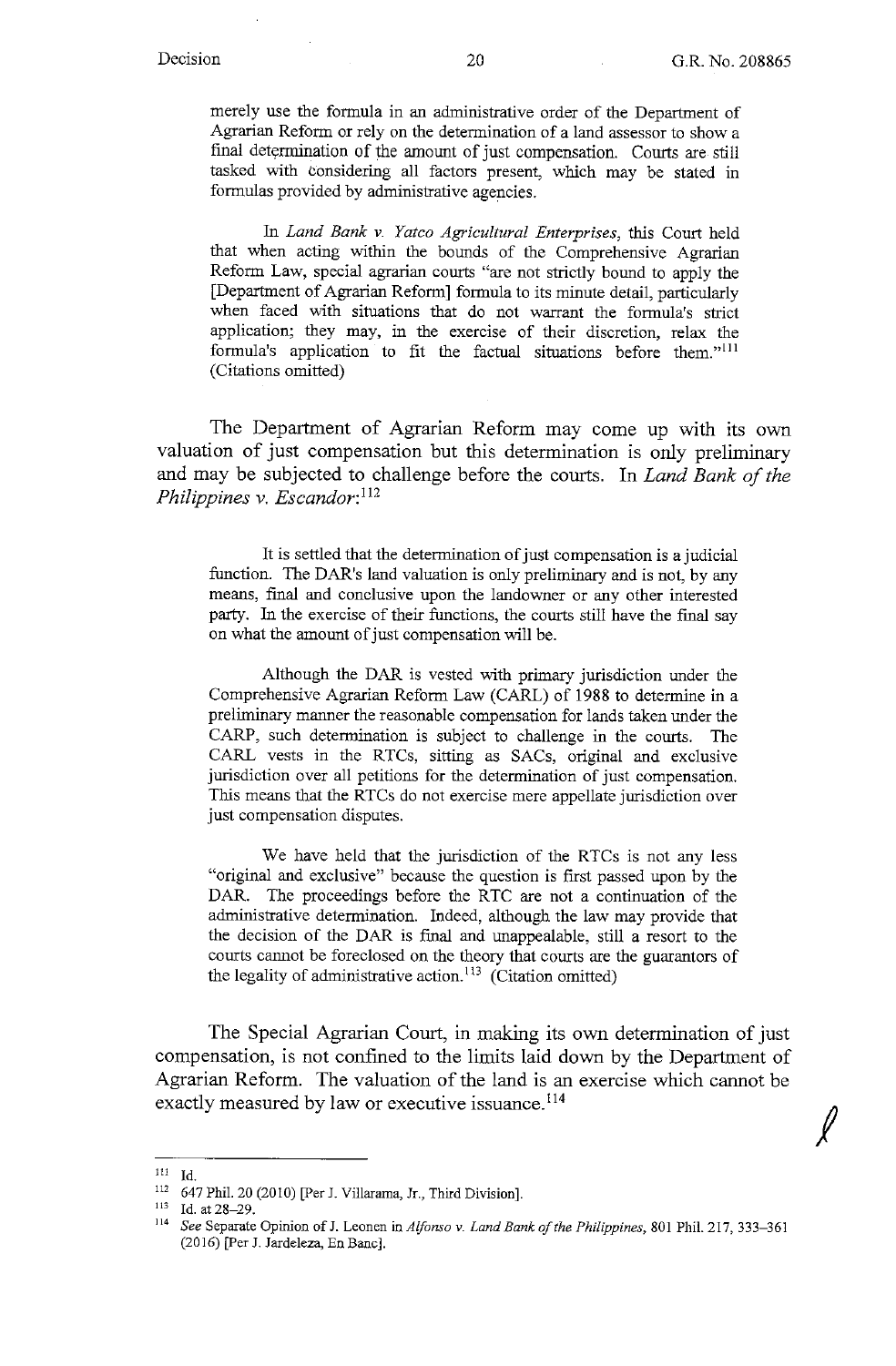merely use the formula in an administrative order of the Department of Agrarian Reform or rely on the determination of a land assessor to show a final determination of the amount of just compensation. Courts are still tasked with considering all factors present, which may be stated in formulas provided by administrative agencies.

> In *Land Bank v. Yatco Agricultural Enterprises*, this Court held that when acting within the bounds of the Comprehensive Agrarian Reform Law, special agrarian courts "are not strictly bound to apply the [Department of Agrarian Reform] formula to its minute detail, particularly when faced with situations that do not warrant the formula's strict application; they may, in the exercise of their discretion, relax the formula's application to fit the factual situations before them."[111] (Citations omitted)

The Department of Agrarian Reform may come up with its own valuation of just compensation but this determination is only preliminary and may be subjected to challenge before the courts. In *Land Bank of the Philippines v. Escandor*:[112]

> It is settled that the determination of just compensation is a judicial function. The DAR's land valuation is only preliminary and is not, by any means, final and conclusive upon the landowner or any other interested party. In the exercise of their functions, the courts still have the final say on what the amount of just compensation will be.
>
> Although the DAR is vested with primary jurisdiction under the Comprehensive Agrarian Reform Law (CARL) of 1988 to determine in a preliminary manner the reasonable compensation for lands taken under the CARP, such determination is subject to challenge in the courts. The CARL vests in the RTCs, sitting as SACs, original and exclusive jurisdiction over all petitions for the determination of just compensation. This means that the RTCs do not exercise mere appellate jurisdiction over just compensation disputes.
>
> We have held that the jurisdiction of the RTCs is not any less "original and exclusive" because the question is first passed upon by the DAR. The proceedings before the RTC are not a continuation of the administrative determination. Indeed, although the law may provide that the decision of the DAR is final and unappealable, still a resort to the courts cannot be foreclosed on the theory that courts are the guarantors of the legality of administrative action.[113] (Citation omitted)

The Special Agrarian Court, in making its own determination of just compensation, is not confined to the limits laid down by the Department of Agrarian Reform. The valuation of the land is an exercise which cannot be exactly measured by law or executive issuance.[114]

---

[111] Id.

[112] 647 Phil. 20 (2010) [Per J. Villarama, Jr., Third Division].

[113] Id. at 28–29.

[114] *See* Separate Opinion of J. Leonen in *Alfonso v. Land Bank of the Philippines*, 801 Phil. 217, 333–361 (2016) [Per J. Jardeleza, En Banc].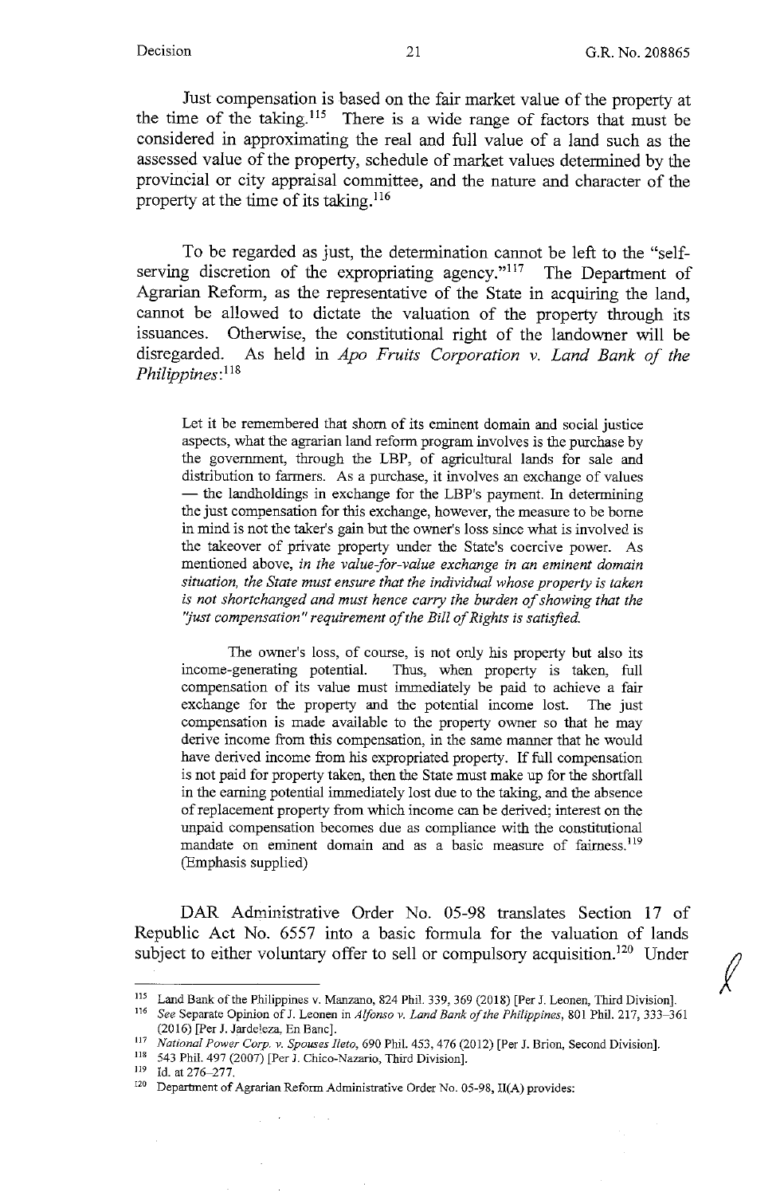Just compensation is based on the fair market value of the property at the time of the taking.[115] There is a wide range of factors that must be considered in approximating the real and full value of a land such as the assessed value of the property, schedule of market values determined by the provincial or city appraisal committee, and the nature and character of the property at the time of its taking.[116]

To be regarded as just, the determination cannot be left to the "self-serving discretion of the expropriating agency."[117] The Department of Agrarian Reform, as the representative of the State in acquiring the land, cannot be allowed to dictate the valuation of the property through its issuances. Otherwise, the constitutional right of the landowner will be disregarded. As held in *Apo Fruits Corporation v. Land Bank of the Philippines*:[118]

> Let it be remembered that shorn of its eminent domain and social justice aspects, what the agrarian land reform program involves is the purchase by the government, through the LBP, of agricultural lands for sale and distribution to farmers. As a purchase, it involves an exchange of values — the landholdings in exchange for the LBP's payment. In determining the just compensation for this exchange, however, the measure to be borne in mind is not the taker's gain but the owner's loss since what is involved is the takeover of private property under the State's coercive power. As mentioned above, *in the value-for-value exchange in an eminent domain situation, the State must ensure that the individual whose property is taken is not shortchanged and must hence carry the burden of showing that the "just compensation" requirement of the Bill of Rights is satisfied.*
>
> The owner's loss, of course, is not only his property but also its income-generating potential. Thus, when property is taken, full compensation of its value must immediately be paid to achieve a fair exchange for the property and the potential income lost. The just compensation is made available to the property owner so that he may derive income from this compensation, in the same manner that he would have derived income from his expropriated property. If full compensation is not paid for property taken, then the State must make up for the shortfall in the earning potential immediately lost due to the taking, and the absence of replacement property from which income can be derived; interest on the unpaid compensation becomes due as compliance with the constitutional mandate on eminent domain and as a basic measure of fairness.[119] (Emphasis supplied)

DAR Administrative Order No. 05-98 translates Section 17 of Republic Act No. 6557 into a basic formula for the valuation of lands subject to either voluntary offer to sell or compulsory acquisition.[120] Under

---

[115] Land Bank of the Philippines v. Manzano, 824 Phil. 339, 369 (2018) [Per J. Leonen, Third Division].

[116] *See* Separate Opinion of J. Leonen in *Alfonso v. Land Bank of the Philippines*, 801 Phil. 217, 333–361 (2016) [Per J. Jardeleza, En Banc].

[117] *National Power Corp. v. Spouses Ileto*, 690 Phil. 453, 476 (2012) [Per J. Brion, Second Division].

[118] 543 Phil. 497 (2007) [Per J. Chico-Nazario, Third Division].

[119] Id. at 276–277.

[120] Department of Agrarian Reform Administrative Order No. 05-98, II(A) provides: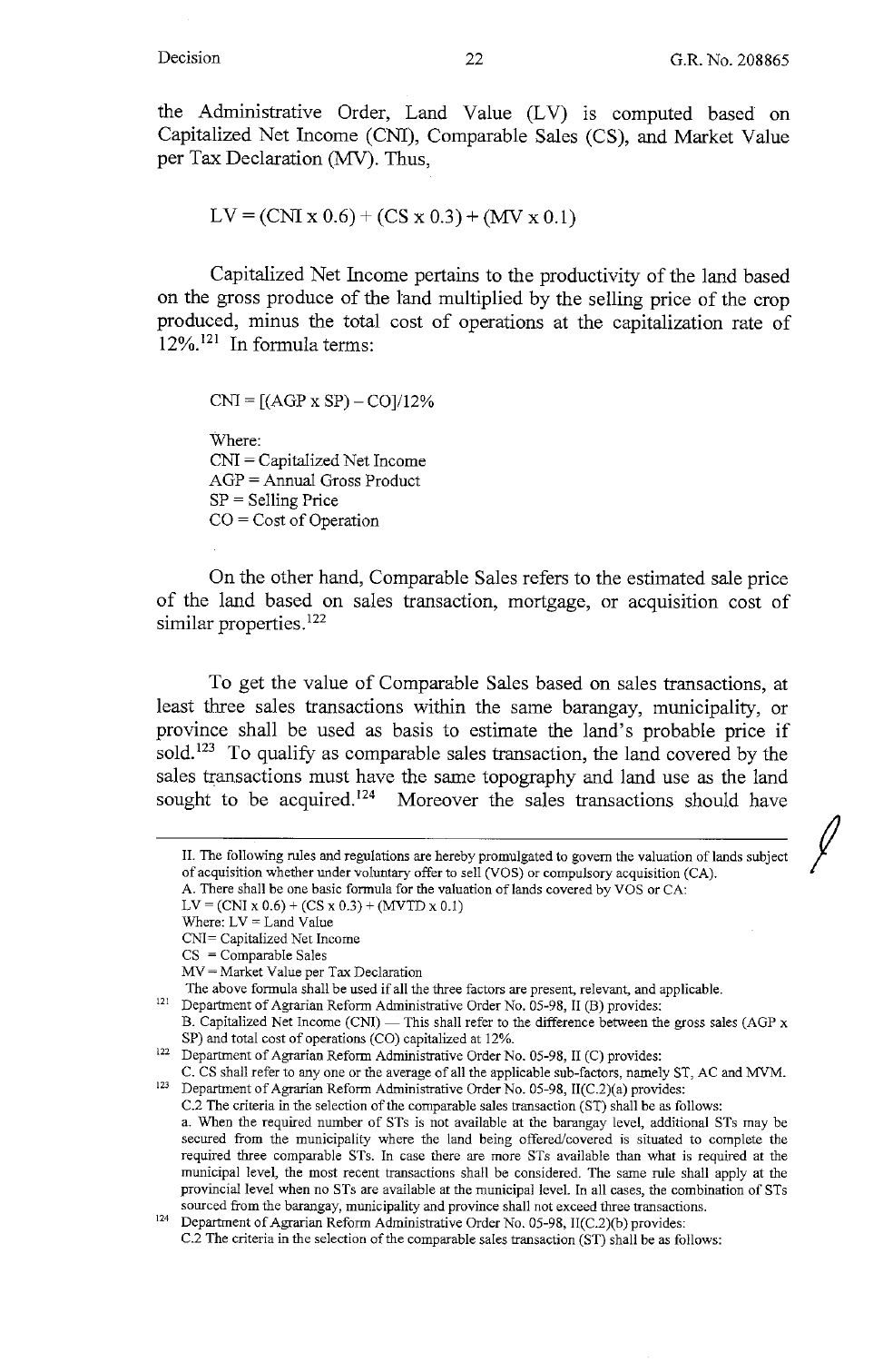the Administrative Order, Land Value (LV) is computed based on Capitalized Net Income (CNI), Comparable Sales (CS), and Market Value per Tax Declaration (MV). Thus,

$$LV = (CNI \times 0.6) + (CS \times 0.3) + (MV \times 0.1)$$

Capitalized Net Income pertains to the productivity of the land based on the gross produce of the land multiplied by the selling price of the crop produced, minus the total cost of operations at the capitalization rate of 12%.[121] In formula terms:

$$CNI = [(AGP \times SP) - CO]/12\%$$

Where:
CNI = Capitalized Net Income
AGP = Annual Gross Product
SP = Selling Price
CO = Cost of Operation

On the other hand, Comparable Sales refers to the estimated sale price of the land based on sales transaction, mortgage, or acquisition cost of similar properties.[122]

To get the value of Comparable Sales based on sales transactions, at least three sales transactions within the same barangay, municipality, or province shall be used as basis to estimate the land's probable price if sold.[123] To qualify as comparable sales transaction, the land covered by the sales transactions must have the same topography and land use as the land sought to be acquired.[124] Moreover the sales transactions should have

---

II. The following rules and regulations are hereby promulgated to govern the valuation of lands subject of acquisition whether under voluntary offer to sell (VOS) or compulsory acquisition (CA).
A. There shall be one basic formula for the valuation of lands covered by VOS or CA:
$LV = (CNI \times 0.6) + (CS \times 0.3) + (MVTD \times 0.1)$
Where: LV = Land Value
CNI= Capitalized Net Income
CS = Comparable Sales
MV = Market Value per Tax Declaration
The above formula shall be used if all the three factors are present, relevant, and applicable.

[121] Department of Agrarian Reform Administrative Order No. 05-98, II (B) provides:
B. Capitalized Net Income (CNI) — This shall refer to the difference between the gross sales (AGP x SP) and total cost of operations (CO) capitalized at 12%.

[122] Department of Agrarian Reform Administrative Order No. 05-98, II (C) provides:
C. CS shall refer to any one or the average of all the applicable sub-factors, namely ST, AC and MVM.

[123] Department of Agrarian Reform Administrative Order No. 05-98, II(C.2)(a) provides:
C.2 The criteria in the selection of the comparable sales transaction (ST) shall be as follows:
a. When the required number of STs is not available at the barangay level, additional STs may be secured from the municipality where the land being offered/covered is situated to complete the required three comparable STs. In case there are more STs available than what is required at the municipal level, the most recent transactions shall be considered. The same rule shall apply at the provincial level when no STs are available at the municipal level. In all cases, the combination of STs sourced from the barangay, municipality and province shall not exceed three transactions.

[124] Department of Agrarian Reform Administrative Order No. 05-98, II(C.2)(b) provides:
C.2 The criteria in the selection of the comparable sales transaction (ST) shall be as follows: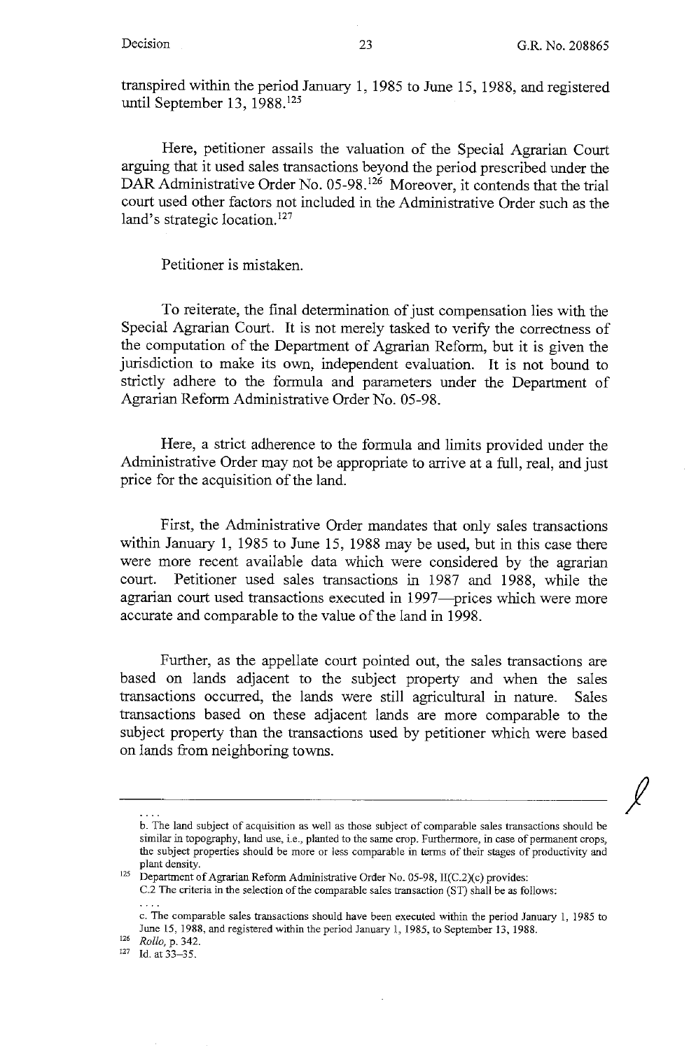transpired within the period January 1, 1985 to June 15, 1988, and registered until September 13, 1988.[125]

Here, petitioner assails the valuation of the Special Agrarian Court arguing that it used sales transactions beyond the period prescribed under the DAR Administrative Order No. 05-98.[126] Moreover, it contends that the trial court used other factors not included in the Administrative Order such as the land's strategic location.[127]

Petitioner is mistaken.

To reiterate, the final determination of just compensation lies with the Special Agrarian Court. It is not merely tasked to verify the correctness of the computation of the Department of Agrarian Reform, but it is given the jurisdiction to make its own, independent evaluation. It is not bound to strictly adhere to the formula and parameters under the Department of Agrarian Reform Administrative Order No. 05-98.

Here, a strict adherence to the formula and limits provided under the Administrative Order may not be appropriate to arrive at a full, real, and just price for the acquisition of the land.

First, the Administrative Order mandates that only sales transactions within January 1, 1985 to June 15, 1988 may be used, but in this case there were more recent available data which were considered by the agrarian court. Petitioner used sales transactions in 1987 and 1988, while the agrarian court used transactions executed in 1997—prices which were more accurate and comparable to the value of the land in 1998.

Further, as the appellate court pointed out, the sales transactions are based on lands adjacent to the subject property and when the sales transactions occurred, the lands were still agricultural in nature. Sales transactions based on these adjacent lands are more comparable to the subject property than the transactions used by petitioner which were based on lands from neighboring towns.

---

....

b. The land subject of acquisition as well as those subject of comparable sales transactions should be similar in topography, land use, i.e., planted to the same crop. Furthermore, in case of permanent crops, the subject properties should be more or less comparable in terms of their stages of productivity and plant density.

[125] Department of Agrarian Reform Administrative Order No. 05-98, II(C.2)(c) provides:

C.2 The criteria in the selection of the comparable sales transaction (ST) shall be as follows:

....

c. The comparable sales transactions should have been executed within the period January 1, 1985 to June 15, 1988, and registered within the period January 1, 1985, to September 13, 1988.

[126] *Rollo*, p. 342.

[127] Id. at 33–35.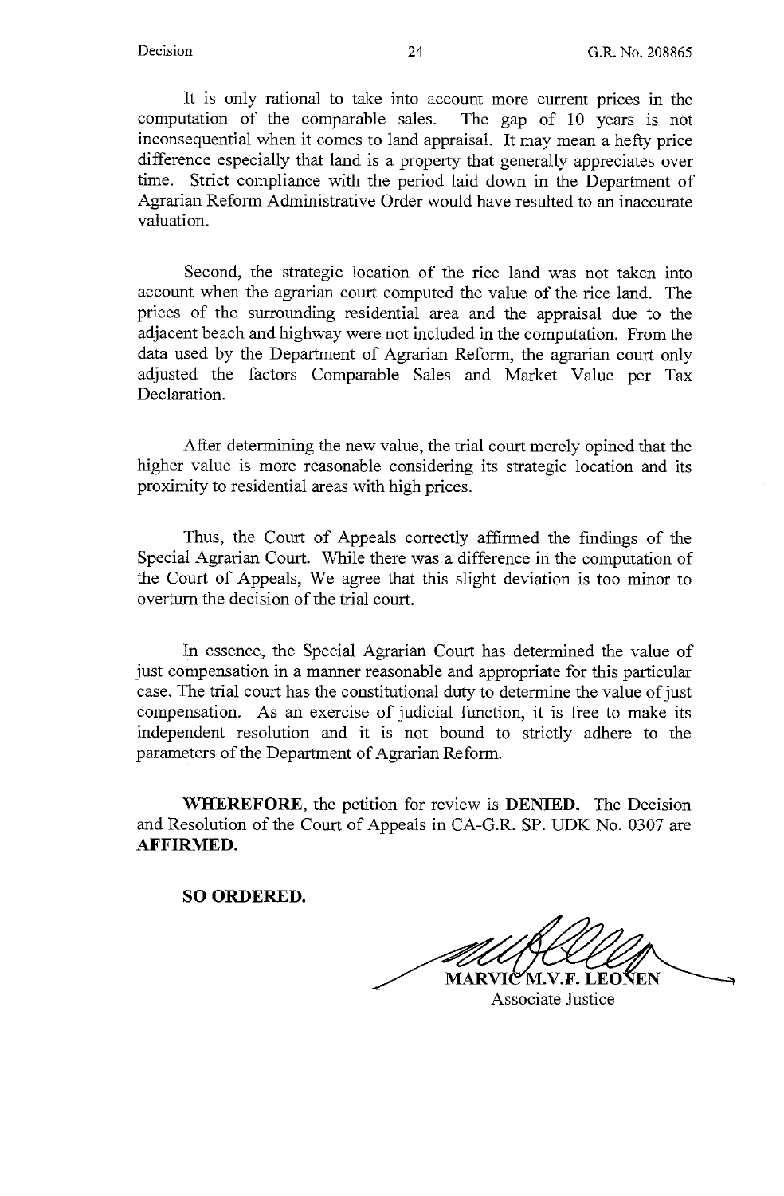It is only rational to take into account more current prices in the computation of the comparable sales. The gap of 10 years is not inconsequential when it comes to land appraisal. It may mean a hefty price difference especially that land is a property that generally appreciates over time. Strict compliance with the period laid down in the Department of Agrarian Reform Administrative Order would have resulted to an inaccurate valuation.

Second, the strategic location of the rice land was not taken into account when the agrarian court computed the value of the rice land. The prices of the surrounding residential area and the appraisal due to the adjacent beach and highway were not included in the computation. From the data used by the Department of Agrarian Reform, the agrarian court only adjusted the factors Comparable Sales and Market Value per Tax Declaration.

After determining the new value, the trial court merely opined that the higher value is more reasonable considering its strategic location and its proximity to residential areas with high prices.

Thus, the Court of Appeals correctly affirmed the findings of the Special Agrarian Court. While there was a difference in the computation of the Court of Appeals, We agree that this slight deviation is too minor to overturn the decision of the trial court.

In essence, the Special Agrarian Court has determined the value of just compensation in a manner reasonable and appropriate for this particular case. The trial court has the constitutional duty to determine the value of just compensation. As an exercise of judicial function, it is free to make its independent resolution and it is not bound to strictly adhere to the parameters of the Department of Agrarian Reform.

**WHEREFORE**, the petition for review is **DENIED.** The Decision and Resolution of the Court of Appeals in CA-G.R. SP. UDK No. 0307 are **AFFIRMED.**

**SO ORDERED.**

MARVIC M.V.F. LEONEN
Associate Justice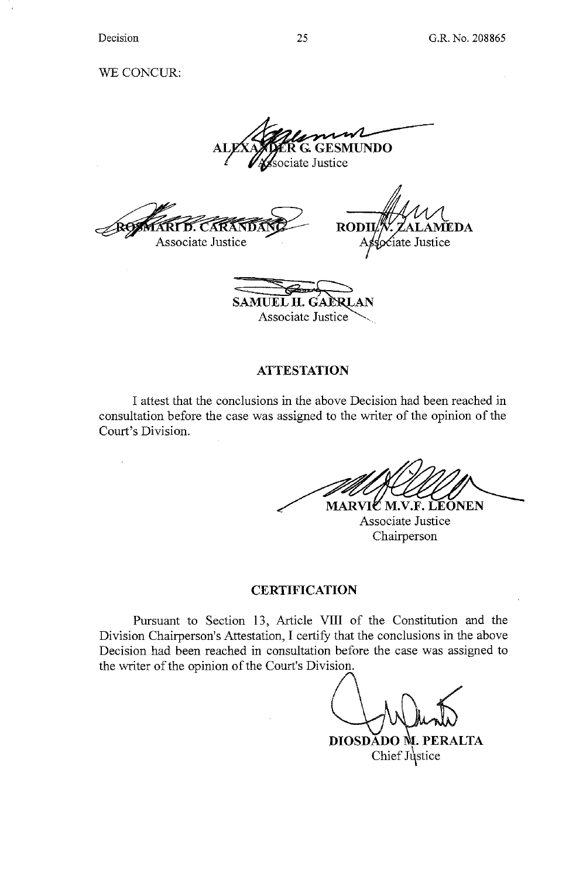WE CONCUR:

**ALEXANDER G. GESMUNDO**
Associate Justice

**ROSMARI D. CARANDANG**
Associate Justice

**RODIL V. ZALAMEDA**
Associate Justice

**SAMUEL H. GAERLAN**
Associate Justice

## ATTESTATION

I attest that the conclusions in the above Decision had been reached in consultation before the case was assigned to the writer of the opinion of the Court's Division.

**MARVIC M.V.F. LEONEN**
Associate Justice
Chairperson

## CERTIFICATION

Pursuant to Section 13, Article VIII of the Constitution and the Division Chairperson's Attestation, I certify that the conclusions in the above Decision had been reached in consultation before the case was assigned to the writer of the opinion of the Court's Division.

**DIOSDADO M. PERALTA**
Chief Justice